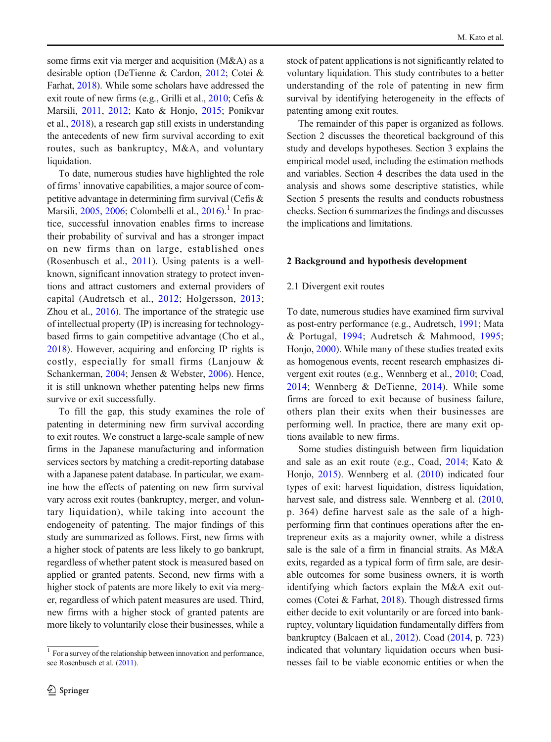some firms exit via merger and acquisition (M&A) as a desirable option (DeTienne & Cardon, 2012; Cotei & Farhat, 2018). While some scholars have addressed the exit route of new firms (e.g., Grilli et al., 2010; Cefis & Marsili, 2011, 2012; Kato & Honjo, 2015; Ponikvar et al., 2018), a research gap still exists in understanding the antecedents of new firm survival according to exit routes, such as bankruptcy, M&A, and voluntary liquidation.

To date, numerous studies have highlighted the role of firms' innovative capabilities, a major source of competitive advantage in determining firm survival (Cefis & Marsili, 2005, 2006; Colombelli et al., 2016).[1] In practice, successful innovation enables firms to increase their probability of survival and has a stronger impact on new firms than on large, established ones (Rosenbusch et al., 2011). Using patents is a well-known, significant innovation strategy to protect inventions and attract customers and external providers of capital (Audretsch et al., 2012; Holgersson, 2013; Zhou et al., 2016). The importance of the strategic use of intellectual property (IP) is increasing for technology-based firms to gain competitive advantage (Cho et al., 2018). However, acquiring and enforcing IP rights is costly, especially for small firms (Lanjouw & Schankerman, 2004; Jensen & Webster, 2006). Hence, it is still unknown whether patenting helps new firms survive or exit successfully.

To fill the gap, this study examines the role of patenting in determining new firm survival according to exit routes. We construct a large-scale sample of new firms in the Japanese manufacturing and information services sectors by matching a credit-reporting database with a Japanese patent database. In particular, we examine how the effects of patenting on new firm survival vary across exit routes (bankruptcy, merger, and voluntary liquidation), while taking into account the endogeneity of patenting. The major findings of this study are summarized as follows. First, new firms with a higher stock of patents are less likely to go bankrupt, regardless of whether patent stock is measured based on applied or granted patents. Second, new firms with a higher stock of patents are more likely to exit via merger, regardless of which patent measures are used. Third, new firms with a higher stock of granted patents are more likely to voluntarily close their businesses, while a stock of patent applications is not significantly related to voluntary liquidation. This study contributes to a better understanding of the role of patenting in new firm survival by identifying heterogeneity in the effects of patenting among exit routes.

The remainder of this paper is organized as follows. Section 2 discusses the theoretical background of this study and develops hypotheses. Section 3 explains the empirical model used, including the estimation methods and variables. Section 4 describes the data used in the analysis and shows some descriptive statistics, while Section 5 presents the results and conducts robustness checks. Section 6 summarizes the findings and discusses the implications and limitations.

## 2 Background and hypothesis development

### 2.1 Divergent exit routes

To date, numerous studies have examined firm survival as post-entry performance (e.g., Audretsch, 1991; Mata & Portugal, 1994; Audretsch & Mahmood, 1995; Honjo, 2000). While many of these studies treated exits as homogenous events, recent research emphasizes divergent exit routes (e.g., Wennberg et al., 2010; Coad, 2014; Wennberg & DeTienne, 2014). While some firms are forced to exit because of business failure, others plan their exits when their businesses are performing well. In practice, there are many exit options available to new firms.

Some studies distinguish between firm liquidation and sale as an exit route (e.g., Coad, 2014; Kato & Honjo, 2015). Wennberg et al. (2010) indicated four types of exit: harvest liquidation, distress liquidation, harvest sale, and distress sale. Wennberg et al. (2010, p. 364) define harvest sale as the sale of a high-performing firm that continues operations after the entrepreneur exits as a majority owner, while a distress sale is the sale of a firm in financial straits. As M&A exits, regarded as a typical form of firm sale, are desirable outcomes for some business owners, it is worth identifying which factors explain the M&A exit outcomes (Cotei & Farhat, 2018). Though distressed firms either decide to exit voluntarily or are forced into bankruptcy, voluntary liquidation fundamentally differs from bankruptcy (Balcaen et al., 2012). Coad (2014, p. 723) indicated that voluntary liquidation occurs when businesses fail to be viable economic entities or when the

[1] For a survey of the relationship between innovation and performance, see Rosenbusch et al. (2011).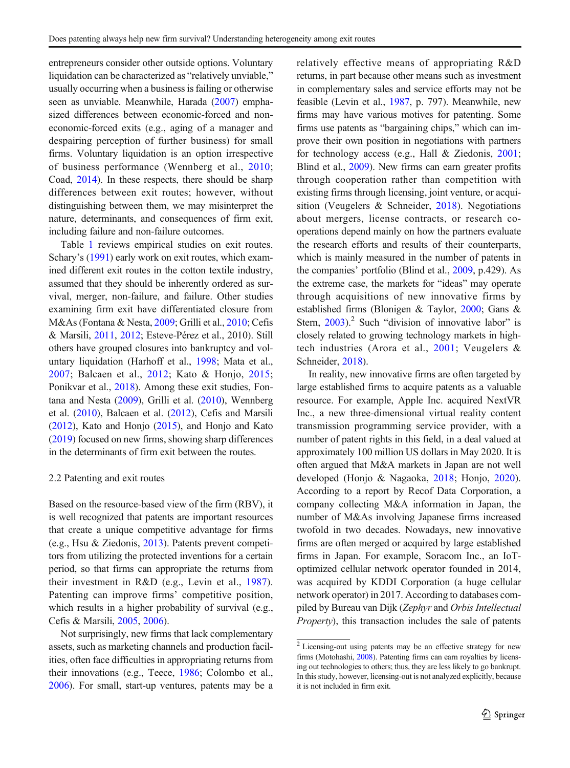entrepreneurs consider other outside options. Voluntary liquidation can be characterized as "relatively unviable," usually occurring when a business is failing or otherwise seen as unviable. Meanwhile, Harada (2007) emphasized differences between economic-forced and non-economic-forced exits (e.g., aging of a manager and despairing perception of further business) for small firms. Voluntary liquidation is an option irrespective of business performance (Wennberg et al., 2010; Coad, 2014). In these respects, there should be sharp differences between exit routes; however, without distinguishing between them, we may misinterpret the nature, determinants, and consequences of firm exit, including failure and non-failure outcomes.

Table 1 reviews empirical studies on exit routes. Schary's (1991) early work on exit routes, which examined different exit routes in the cotton textile industry, assumed that they should be inherently ordered as survival, merger, non-failure, and failure. Other studies examining firm exit have differentiated closure from M&As (Fontana & Nesta, 2009; Grilli et al., 2010; Cefis & Marsili, 2011, 2012; Esteve-Pérez et al., 2010). Still others have grouped closures into bankruptcy and voluntary liquidation (Harhoff et al., 1998; Mata et al., 2007; Balcaen et al., 2012; Kato & Honjo, 2015; Ponikvar et al., 2018). Among these exit studies, Fontana and Nesta (2009), Grilli et al. (2010), Wennberg et al. (2010), Balcaen et al. (2012), Cefis and Marsili (2012), Kato and Honjo (2015), and Honjo and Kato (2019) focused on new firms, showing sharp differences in the determinants of firm exit between the routes.

## 2.2 Patenting and exit routes

Based on the resource-based view of the firm (RBV), it is well recognized that patents are important resources that create a unique competitive advantage for firms (e.g., Hsu & Ziedonis, 2013). Patents prevent competitors from utilizing the protected inventions for a certain period, so that firms can appropriate the returns from their investment in R&D (e.g., Levin et al., 1987). Patenting can improve firms' competitive position, which results in a higher probability of survival (e.g., Cefis & Marsili, 2005, 2006).

Not surprisingly, new firms that lack complementary assets, such as marketing channels and production facilities, often face difficulties in appropriating returns from their innovations (e.g., Teece, 1986; Colombo et al., 2006). For small, start-up ventures, patents may be a relatively effective means of appropriating R&D returns, in part because other means such as investment in complementary sales and service efforts may not be feasible (Levin et al., 1987, p. 797). Meanwhile, new firms may have various motives for patenting. Some firms use patents as "bargaining chips," which can improve their own position in negotiations with partners for technology access (e.g., Hall & Ziedonis, 2001; Blind et al., 2009). New firms can earn greater profits through cooperation rather than competition with existing firms through licensing, joint venture, or acquisition (Veugelers & Schneider, 2018). Negotiations about mergers, license contracts, or research cooperations depend mainly on how the partners evaluate the research efforts and results of their counterparts, which is mainly measured in the number of patents in the companies' portfolio (Blind et al., 2009, p.429). As the extreme case, the markets for "ideas" may operate through acquisitions of new innovative firms by established firms (Blonigen & Taylor, 2000; Gans & Stern, 2003).[2] Such "division of innovative labor" is closely related to growing technology markets in high-tech industries (Arora et al., 2001; Veugelers & Schneider, 2018).

In reality, new innovative firms are often targeted by large established firms to acquire patents as a valuable resource. For example, Apple Inc. acquired NextVR Inc., a new three-dimensional virtual reality content transmission programming service provider, with a number of patent rights in this field, in a deal valued at approximately 100 million US dollars in May 2020. It is often argued that M&A markets in Japan are not well developed (Honjo & Nagaoka, 2018; Honjo, 2020). According to a report by Recof Data Corporation, a company collecting M&A information in Japan, the number of M&As involving Japanese firms increased twofold in two decades. Nowadays, new innovative firms are often merged or acquired by large established firms in Japan. For example, Soracom Inc., an IoT-optimized cellular network operator founded in 2014, was acquired by KDDI Corporation (a huge cellular network operator) in 2017. According to databases compiled by Bureau van Dijk (*Zephyr* and *Orbis Intellectual Property*), this transaction includes the sale of patents

[2] Licensing-out using patents may be an effective strategy for new firms (Motohashi, 2008). Patenting firms can earn royalties by licensing out technologies to others; thus, they are less likely to go bankrupt. In this study, however, licensing-out is not analyzed explicitly, because it is not included in firm exit.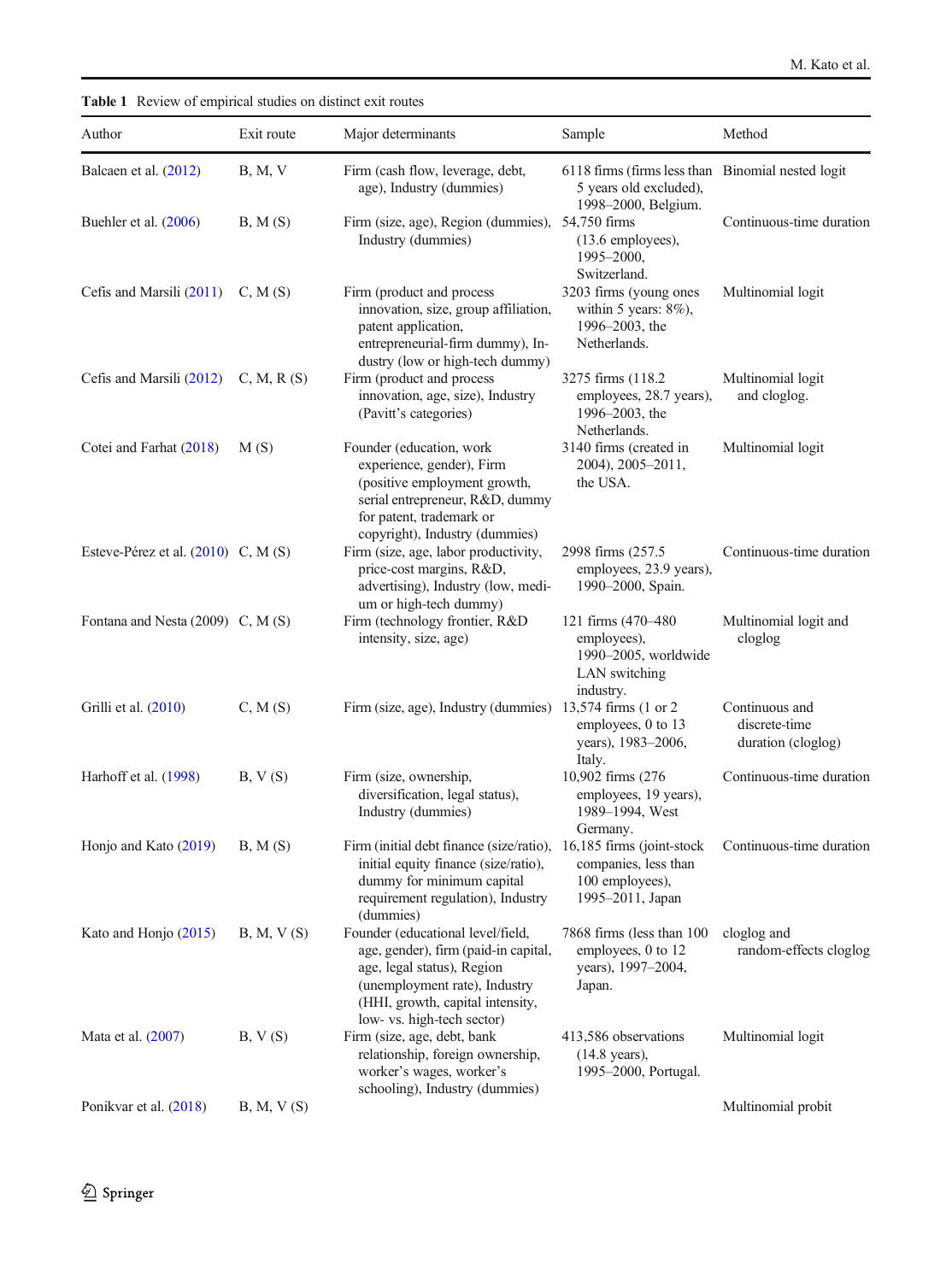**Table 1** Review of empirical studies on distinct exit routes

| Author | Exit route | Major determinants | Sample | Method |
|---|---|---|---|---|
| Balcaen et al. (2012) | B, M, V | Firm (cash flow, leverage, debt, age), Industry (dummies) | 6118 firms (firms less than 5 years old excluded), 1998–2000, Belgium. | Binomial nested logit |
| Buehler et al. (2006) | B, M (S) | Firm (size, age), Region (dummies), Industry (dummies) | 54,750 firms (13.6 employees), 1995–2000, Switzerland. | Continuous-time duration |
| Cefis and Marsili (2011) | C, M (S) | Firm (product and process innovation, size, group affiliation, patent application, entrepreneurial-firm dummy), Industry (low or high-tech dummy) | 3203 firms (young ones within 5 years: 8%), 1996–2003, the Netherlands. | Multinomial logit |
| Cefis and Marsili (2012) | C, M, R (S) | Firm (product and process innovation, age, size), Industry (Pavitt's categories) | 3275 firms (118.2 employees, 28.7 years), 1996–2003, the Netherlands. | Multinomial logit and cloglog. |
| Cotei and Farhat (2018) | M (S) | Founder (education, work experience, gender), Firm (positive employment growth, serial entrepreneur, R&D, dummy for patent, trademark or copyright), Industry (dummies) | 3140 firms (created in 2004), 2005–2011, the USA. | Multinomial logit |
| Esteve-Pérez et al. (2010) | C, M (S) | Firm (size, age, labor productivity, price-cost margins, R&D, advertising), Industry (low, medium or high-tech dummy) | 2998 firms (257.5 employees, 23.9 years), 1990–2000, Spain. | Continuous-time duration |
| Fontana and Nesta (2009) | C, M (S) | Firm (technology frontier, R&D intensity, size, age) | 121 firms (470–480 employees), 1990–2005, worldwide LAN switching industry. | Multinomial logit and cloglog |
| Grilli et al. (2010) | C, M (S) | Firm (size, age), Industry (dummies) | 13,574 firms (1 or 2 employees, 0 to 13 years), 1983–2006, Italy. | Continuous and discrete-time duration (cloglog) |
| Harhoff et al. (1998) | B, V (S) | Firm (size, ownership, diversification, legal status), Industry (dummies) | 10,902 firms (276 employees, 19 years), 1989–1994, West Germany. | Continuous-time duration |
| Honjo and Kato (2019) | B, M (S) | Firm (initial debt finance (size/ratio), initial equity finance (size/ratio), dummy for minimum capital requirement regulation), Industry (dummies) | 16,185 firms (joint-stock companies, less than 100 employees), 1995–2011, Japan | Continuous-time duration |
| Kato and Honjo (2015) | B, M, V (S) | Founder (educational level/field, age, gender), firm (paid-in capital, age, legal status), Region (unemployment rate), Industry (HHI, growth, capital intensity, low- vs. high-tech sector) | 7868 firms (less than 100 employees, 0 to 12 years), 1997–2004, Japan. | cloglog and random-effects cloglog |
| Mata et al. (2007) | B, V (S) | Firm (size, age, debt, bank relationship, foreign ownership, worker's wages, worker's schooling), Industry (dummies) | 413,586 observations (14.8 years), 1995–2000, Portugal. | Multinomial logit |
| Ponikvar et al. (2018) | B, M, V (S) | | | Multinomial probit |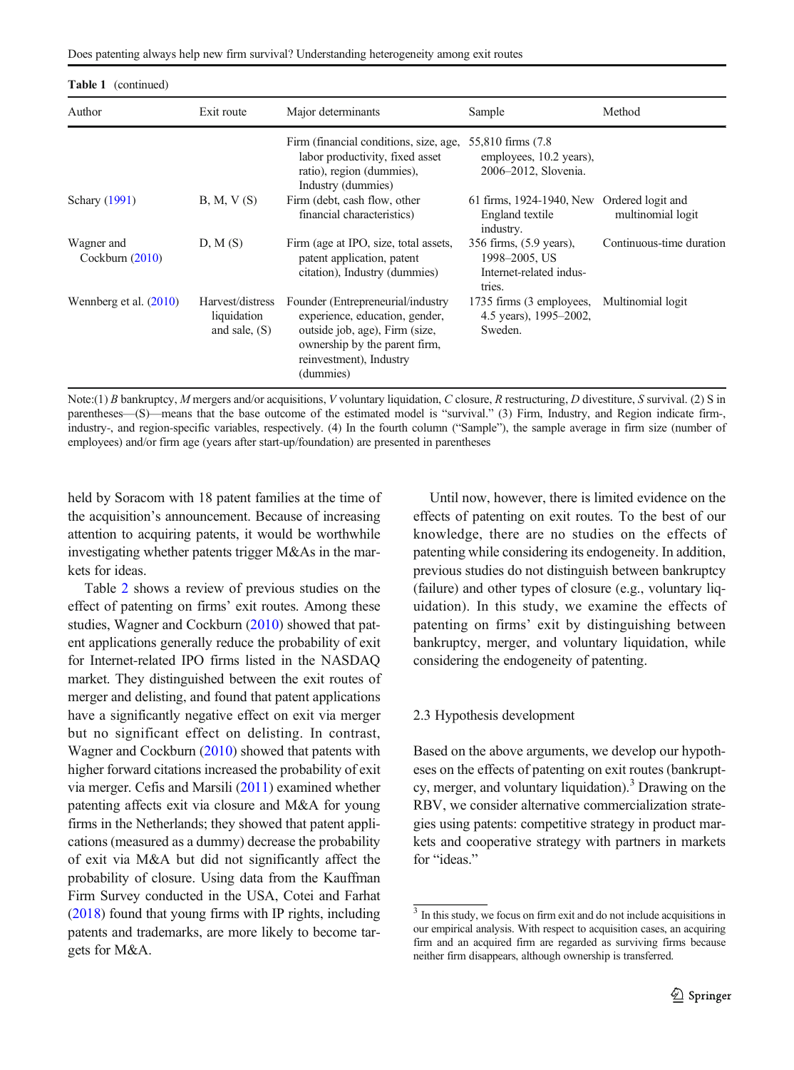**Table 1** (continued)

| Author | Exit route | Major determinants | Sample | Method |
|---|---|---|---|---|
| | | Firm (financial conditions, size, age, labor productivity, fixed asset ratio), region (dummies), Industry (dummies) | 55,810 firms (7.8 employees, 10.2 years), 2006–2012, Slovenia. | |
| Schary (1991) | B, M, V (S) | Firm (debt, cash flow, other financial characteristics) | 61 firms, 1924-1940, New England textile industry. | Ordered logit and multinomial logit |
| Wagner and Cockburn (2010) | D, M (S) | Firm (age at IPO, size, total assets, patent application, patent citation), Industry (dummies) | 356 firms, (5.9 years), 1998–2005, US Internet-related industries. | Continuous-time duration |
| Wennberg et al. (2010) | Harvest/distress liquidation and sale, (S) | Founder (Entrepreneurial/industry experience, education, gender, outside job, age), Firm (size, ownership by the parent firm, reinvestment), Industry (dummies) | 1735 firms (3 employees, 4.5 years), 1995–2002, Sweden. | Multinomial logit |

Note:(1) *B* bankruptcy, *M* mergers and/or acquisitions, *V* voluntary liquidation, *C* closure, *R* restructuring, *D* divestiture, *S* survival. (2) S in parentheses—(S)—means that the base outcome of the estimated model is "survival." (3) Firm, Industry, and Region indicate firm-, industry-, and region-specific variables, respectively. (4) In the fourth column ("Sample"), the sample average in firm size (number of employees) and/or firm age (years after start-up/foundation) are presented in parentheses

held by Soracom with 18 patent families at the time of the acquisition's announcement. Because of increasing attention to acquiring patents, it would be worthwhile investigating whether patents trigger M&As in the markets for ideas.

Table 2 shows a review of previous studies on the effect of patenting on firms' exit routes. Among these studies, Wagner and Cockburn (2010) showed that patent applications generally reduce the probability of exit for Internet-related IPO firms listed in the NASDAQ market. They distinguished between the exit routes of merger and delisting, and found that patent applications have a significantly negative effect on exit via merger but no significant effect on delisting. In contrast, Wagner and Cockburn (2010) showed that patents with higher forward citations increased the probability of exit via merger. Cefis and Marsili (2011) examined whether patenting affects exit via closure and M&A for young firms in the Netherlands; they showed that patent applications (measured as a dummy) decrease the probability of exit via M&A but did not significantly affect the probability of closure. Using data from the Kauffman Firm Survey conducted in the USA, Cotei and Farhat (2018) found that young firms with IP rights, including patents and trademarks, are more likely to become targets for M&A.

Until now, however, there is limited evidence on the effects of patenting on exit routes. To the best of our knowledge, there are no studies on the effects of patenting while considering its endogeneity. In addition, previous studies do not distinguish between bankruptcy (failure) and other types of closure (e.g., voluntary liquidation). In this study, we examine the effects of patenting on firms' exit by distinguishing between bankruptcy, merger, and voluntary liquidation, while considering the endogeneity of patenting.

## 2.3 Hypothesis development

Based on the above arguments, we develop our hypotheses on the effects of patenting on exit routes (bankruptcy, merger, and voluntary liquidation).[3] Drawing on the RBV, we consider alternative commercialization strategies using patents: competitive strategy in product markets and cooperative strategy with partners in markets for "ideas."

[3] In this study, we focus on firm exit and do not include acquisitions in our empirical analysis. With respect to acquisition cases, an acquiring firm and an acquired firm are regarded as surviving firms because neither firm disappears, although ownership is transferred.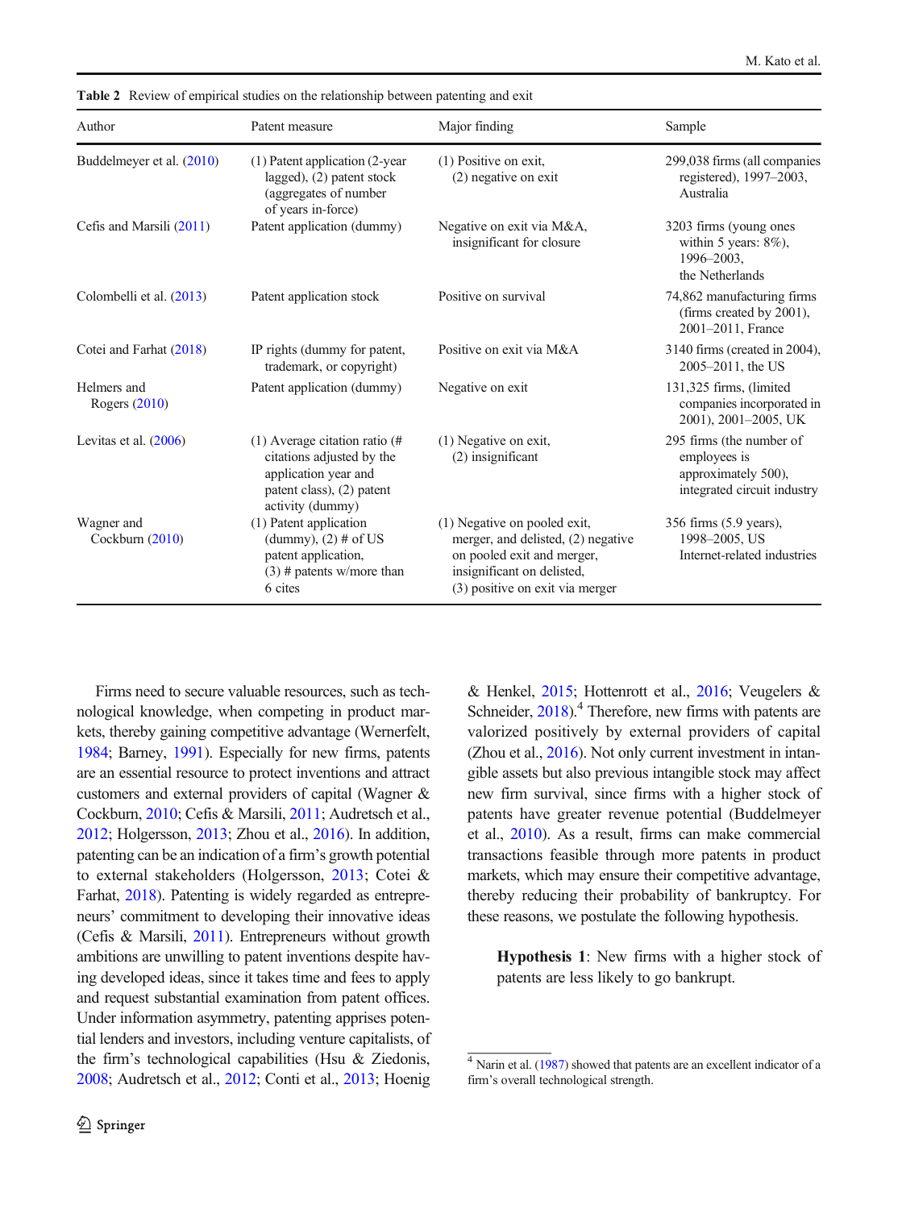**Table 2** Review of empirical studies on the relationship between patenting and exit

| Author | Patent measure | Major finding | Sample |
|---|---|---|---|
| Buddelmeyer et al. (2010) | (1) Patent application (2-year lagged), (2) patent stock (aggregates of number of years in-force) | (1) Positive on exit, (2) negative on exit | 299,038 firms (all companies registered), 1997–2003, Australia |
| Cefis and Marsili (2011) | Patent application (dummy) | Negative on exit via M&A, insignificant for closure | 3203 firms (young ones within 5 years: 8%), 1996–2003, the Netherlands |
| Colombelli et al. (2013) | Patent application stock | Positive on survival | 74,862 manufacturing firms (firms created by 2001), 2001–2011, France |
| Cotei and Farhat (2018) | IP rights (dummy for patent, trademark, or copyright) | Positive on exit via M&A | 3140 firms (created in 2004), 2005–2011, the US |
| Helmers and Rogers (2010) | Patent application (dummy) | Negative on exit | 131,325 firms, (limited companies incorporated in 2001), 2001–2005, UK |
| Levitas et al. (2006) | (1) Average citation ratio (# citations adjusted by the application year and patent class), (2) patent activity (dummy) | (1) Negative on exit, (2) insignificant | 295 firms (the number of employees is approximately 500), integrated circuit industry |
| Wagner and Cockburn (2010) | (1) Patent application (dummy), (2) # of US patent application, (3) # patents w/more than 6 cites | (1) Negative on pooled exit, merger, and delisted, (2) negative on pooled exit and merger, insignificant on delisted, (3) positive on exit via merger | 356 firms (5.9 years), 1998–2005, US Internet-related industries |

Firms need to secure valuable resources, such as technological knowledge, when competing in product markets, thereby gaining competitive advantage (Wernerfelt, 1984; Barney, 1991). Especially for new firms, patents are an essential resource to protect inventions and attract customers and external providers of capital (Wagner & Cockburn, 2010; Cefis & Marsili, 2011; Audretsch et al., 2012; Holgersson, 2013; Zhou et al., 2016). In addition, patenting can be an indication of a firm's growth potential to external stakeholders (Holgersson, 2013; Cotei & Farhat, 2018). Patenting is widely regarded as entrepreneurs' commitment to developing their innovative ideas (Cefis & Marsili, 2011). Entrepreneurs without growth ambitions are unwilling to patent inventions despite having developed ideas, since it takes time and fees to apply and request substantial examination from patent offices. Under information asymmetry, patenting apprises potential lenders and investors, including venture capitalists, of the firm's technological capabilities (Hsu & Ziedonis, 2008; Audretsch et al., 2012; Conti et al., 2013; Hoenig & Henkel, 2015; Hottenrott et al., 2016; Veugelers & Schneider, 2018).[4] Therefore, new firms with patents are valorized positively by external providers of capital (Zhou et al., 2016). Not only current investment in intangible assets but also previous intangible stock may affect new firm survival, since firms with a higher stock of patents have greater revenue potential (Buddelmeyer et al., 2010). As a result, firms can make commercial transactions feasible through more patents in product markets, which may ensure their competitive advantage, thereby reducing their probability of bankruptcy. For these reasons, we postulate the following hypothesis.

> **Hypothesis 1**: New firms with a higher stock of patents are less likely to go bankrupt.

[4] Narin et al. (1987) showed that patents are an excellent indicator of a firm's overall technological strength.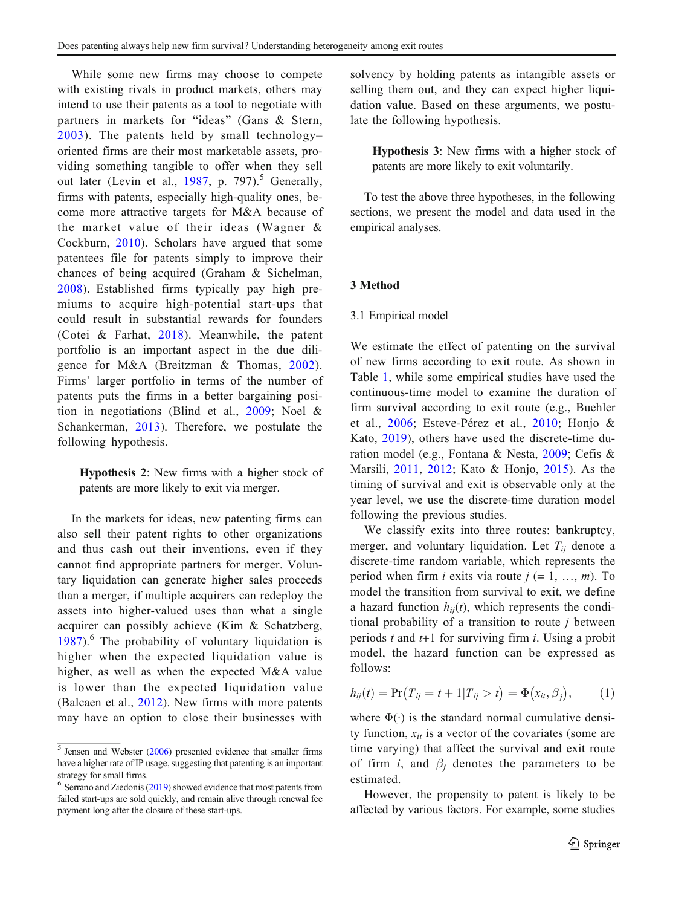While some new firms may choose to compete with existing rivals in product markets, others may intend to use their patents as a tool to negotiate with partners in markets for "ideas" (Gans & Stern, 2003). The patents held by small technology–oriented firms are their most marketable assets, providing something tangible to offer when they sell out later (Levin et al., 1987, p. 797).[5] Generally, firms with patents, especially high-quality ones, become more attractive targets for M&A because of the market value of their ideas (Wagner & Cockburn, 2010). Scholars have argued that some patentees file for patents simply to improve their chances of being acquired (Graham & Sichelman, 2008). Established firms typically pay high premiums to acquire high-potential start-ups that could result in substantial rewards for founders (Cotei & Farhat, 2018). Meanwhile, the patent portfolio is an important aspect in the due diligence for M&A (Breitzman & Thomas, 2002). Firms' larger portfolio in terms of the number of patents puts the firms in a better bargaining position in negotiations (Blind et al., 2009; Noel & Schankerman, 2013). Therefore, we postulate the following hypothesis.

> **Hypothesis 2**: New firms with a higher stock of patents are more likely to exit via merger.

In the markets for ideas, new patenting firms can also sell their patent rights to other organizations and thus cash out their inventions, even if they cannot find appropriate partners for merger. Voluntary liquidation can generate higher sales proceeds than a merger, if multiple acquirers can redeploy the assets into higher-valued uses than what a single acquirer can possibly achieve (Kim & Schatzberg, 1987).[6] The probability of voluntary liquidation is higher when the expected liquidation value is higher, as well as when the expected M&A value is lower than the expected liquidation value (Balcaen et al., 2012). New firms with more patents may have an option to close their businesses with solvency by holding patents as intangible assets or selling them out, and they can expect higher liquidation value. Based on these arguments, we postulate the following hypothesis.

> **Hypothesis 3**: New firms with a higher stock of patents are more likely to exit voluntarily.

To test the above three hypotheses, in the following sections, we present the model and data used in the empirical analyses.

## 3 Method

### 3.1 Empirical model

We estimate the effect of patenting on the survival of new firms according to exit route. As shown in Table 1, while some empirical studies have used the continuous-time model to examine the duration of firm survival according to exit route (e.g., Buehler et al., 2006; Esteve-Pérez et al., 2010; Honjo & Kato, 2019), others have used the discrete-time duration model (e.g., Fontana & Nesta, 2009; Cefis & Marsili, 2011, 2012; Kato & Honjo, 2015). As the timing of survival and exit is observable only at the year level, we use the discrete-time duration model following the previous studies.

We classify exits into three routes: bankruptcy, merger, and voluntary liquidation. Let $T_{ij}$ denote a discrete-time random variable, which represents the period when firm $i$ exits via route $j$ (= 1, …, $m$). To model the transition from survival to exit, we define a hazard function $h_{ij}(t)$, which represents the conditional probability of a transition to route $j$ between periods $t$ and $t$+1 for surviving firm $i$. Using a probit model, the hazard function can be expressed as follows:

$$h_{ij}(t) = \Pr\left(T_{ij} = t + 1 | T_{ij} > t\right) = \Phi\left(x_{it}, \beta_j\right), \quad (1)$$

where $\Phi(\cdot)$ is the standard normal cumulative density function, $x_{it}$ is a vector of the covariates (some are time varying) that affect the survival and exit route of firm $i$, and $\beta_j$ denotes the parameters to be estimated.

However, the propensity to patent is likely to be affected by various factors. For example, some studies

[5] Jensen and Webster (2006) presented evidence that smaller firms have a higher rate of IP usage, suggesting that patenting is an important strategy for small firms.

[6] Serrano and Ziedonis (2019) showed evidence that most patents from failed start-ups are sold quickly, and remain alive through renewal fee payment long after the closure of these start-ups.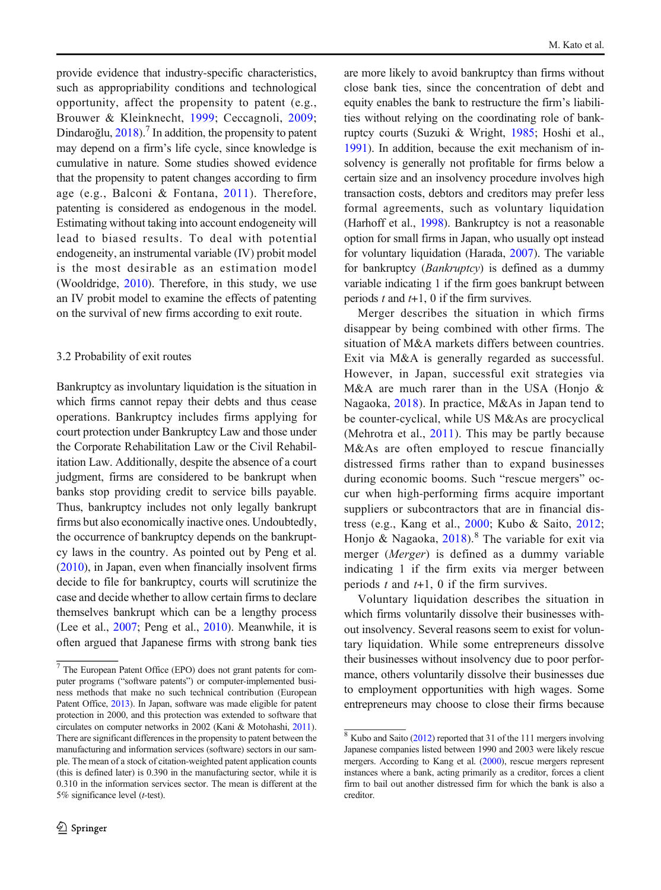provide evidence that industry-specific characteristics, such as appropriability conditions and technological opportunity, affect the propensity to patent (e.g., Brouwer & Kleinknecht, 1999; Ceccagnoli, 2009; Dindaroğlu, 2018).[7] In addition, the propensity to patent may depend on a firm's life cycle, since knowledge is cumulative in nature. Some studies showed evidence that the propensity to patent changes according to firm age (e.g., Balconi & Fontana, 2011). Therefore, patenting is considered as endogenous in the model. Estimating without taking into account endogeneity will lead to biased results. To deal with potential endogeneity, an instrumental variable (IV) probit model is the most desirable as an estimation model (Wooldridge, 2010). Therefore, in this study, we use an IV probit model to examine the effects of patenting on the survival of new firms according to exit route.

### 3.2 Probability of exit routes

Bankruptcy as involuntary liquidation is the situation in which firms cannot repay their debts and thus cease operations. Bankruptcy includes firms applying for court protection under Bankruptcy Law and those under the Corporate Rehabilitation Law or the Civil Rehabilitation Law. Additionally, despite the absence of a court judgment, firms are considered to be bankrupt when banks stop providing credit to service bills payable. Thus, bankruptcy includes not only legally bankrupt firms but also economically inactive ones. Undoubtedly, the occurrence of bankruptcy depends on the bankruptcy laws in the country. As pointed out by Peng et al. (2010), in Japan, even when financially insolvent firms decide to file for bankruptcy, courts will scrutinize the case and decide whether to allow certain firms to declare themselves bankrupt which can be a lengthy process (Lee et al., 2007; Peng et al., 2010). Meanwhile, it is often argued that Japanese firms with strong bank ties are more likely to avoid bankruptcy than firms without close bank ties, since the concentration of debt and equity enables the bank to restructure the firm's liabilities without relying on the coordinating role of bankruptcy courts (Suzuki & Wright, 1985; Hoshi et al., 1991). In addition, because the exit mechanism of insolvency is generally not profitable for firms below a certain size and an insolvency procedure involves high transaction costs, debtors and creditors may prefer less formal agreements, such as voluntary liquidation (Harhoff et al., 1998). Bankruptcy is not a reasonable option for small firms in Japan, who usually opt instead for voluntary liquidation (Harada, 2007). The variable for bankruptcy (*Bankruptcy*) is defined as a dummy variable indicating 1 if the firm goes bankrupt between periods $t$ and $t$+1, 0 if the firm survives.

Merger describes the situation in which firms disappear by being combined with other firms. The situation of M&A markets differs between countries. Exit via M&A is generally regarded as successful. However, in Japan, successful exit strategies via M&A are much rarer than in the USA (Honjo & Nagaoka, 2018). In practice, M&As in Japan tend to be counter-cyclical, while US M&As are procyclical (Mehrotra et al., 2011). This may be partly because M&As are often employed to rescue financially distressed firms rather than to expand businesses during economic booms. Such "rescue mergers" occur when high-performing firms acquire important suppliers or subcontractors that are in financial distress (e.g., Kang et al., 2000; Kubo & Saito, 2012; Honjo & Nagaoka, 2018).[8] The variable for exit via merger (*Merger*) is defined as a dummy variable indicating 1 if the firm exits via merger between periods $t$ and $t$+1, 0 if the firm survives.

Voluntary liquidation describes the situation in which firms voluntarily dissolve their businesses without insolvency. Several reasons seem to exist for voluntary liquidation. While some entrepreneurs dissolve their businesses without insolvency due to poor performance, others voluntarily dissolve their businesses due to employment opportunities with high wages. Some entrepreneurs may choose to close their firms because

---

[7] The European Patent Office (EPO) does not grant patents for computer programs ("software patents") or computer-implemented business methods that make no such technical contribution (European Patent Office, 2013). In Japan, software was made eligible for patent protection in 2000, and this protection was extended to software that circulates on computer networks in 2002 (Kani & Motohashi, 2011). There are significant differences in the propensity to patent between the manufacturing and information services (software) sectors in our sample. The mean of a stock of citation-weighted patent application counts (this is defined later) is 0.390 in the manufacturing sector, while it is 0.310 in the information services sector. The mean is different at the 5% significance level ($t$-test).

[8] Kubo and Saito (2012) reported that 31 of the 111 mergers involving Japanese companies listed between 1990 and 2003 were likely rescue mergers. According to Kang et al. (2000), rescue mergers represent instances where a bank, acting primarily as a creditor, forces a client firm to bail out another distressed firm for which the bank is also a creditor.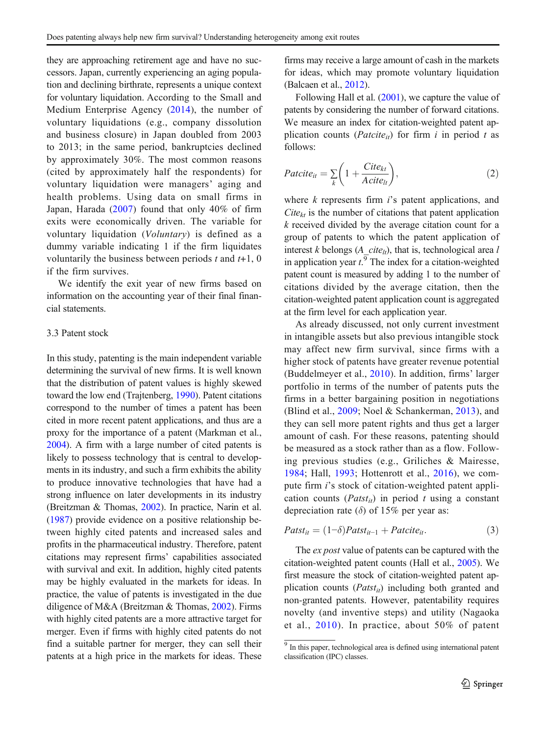they are approaching retirement age and have no successors. Japan, currently experiencing an aging population and declining birthrate, represents a unique context for voluntary liquidation. According to the Small and Medium Enterprise Agency (2014), the number of voluntary liquidations (e.g., company dissolution and business closure) in Japan doubled from 2003 to 2013; in the same period, bankruptcies declined by approximately 30%. The most common reasons (cited by approximately half the respondents) for voluntary liquidation were managers' aging and health problems. Using data on small firms in Japan, Harada (2007) found that only 40% of firm exits were economically driven. The variable for voluntary liquidation (*Voluntary*) is defined as a dummy variable indicating 1 if the firm liquidates voluntarily the business between periods $t$ and $t$+1, 0 if the firm survives.

We identify the exit year of new firms based on information on the accounting year of their final financial statements.

### 3.3 Patent stock

In this study, patenting is the main independent variable determining the survival of new firms. It is well known that the distribution of patent values is highly skewed toward the low end (Trajtenberg, 1990). Patent citations correspond to the number of times a patent has been cited in more recent patent applications, and thus are a proxy for the importance of a patent (Markman et al., 2004). A firm with a large number of cited patents is likely to possess technology that is central to developments in its industry, and such a firm exhibits the ability to produce innovative technologies that have had a strong influence on later developments in its industry (Breitzman & Thomas, 2002). In practice, Narin et al. (1987) provide evidence on a positive relationship between highly cited patents and increased sales and profits in the pharmaceutical industry. Therefore, patent citations may represent firms' capabilities associated with survival and exit. In addition, highly cited patents may be highly evaluated in the markets for ideas. In practice, the value of patents is investigated in the due diligence of M&A (Breitzman & Thomas, 2002). Firms with highly cited patents are a more attractive target for merger. Even if firms with highly cited patents do not find a suitable partner for merger, they can sell their patents at a high price in the markets for ideas. These firms may receive a large amount of cash in the markets for ideas, which may promote voluntary liquidation (Balcaen et al., 2012).

Following Hall et al. (2001), we capture the value of patents by considering the number of forward citations. We measure an index for citation-weighted patent application counts ($Patcite_{it}$) for firm $i$ in period $t$ as follows:

$$Patcite_{it} = \sum_k \left(1 + \frac{Cite_{kt}}{Acite_{lt}}\right), \tag{2}$$

where $k$ represents firm $i$'s patent applications, and $Cite_{kt}$ is the number of citations that patent application $k$ received divided by the average citation count for a group of patents to which the patent application of interest $k$ belongs ($A\_cite_{lt}$), that is, technological area $l$ in application year $t$.[9] The index for a citation-weighted patent count is measured by adding 1 to the number of citations divided by the average citation, then the citation-weighted patent application count is aggregated at the firm level for each application year.

As already discussed, not only current investment in intangible assets but also previous intangible stock may affect new firm survival, since firms with a higher stock of patents have greater revenue potential (Buddelmeyer et al., 2010). In addition, firms' larger portfolio in terms of the number of patents puts the firms in a better bargaining position in negotiations (Blind et al., 2009; Noel & Schankerman, 2013), and they can sell more patent rights and thus get a larger amount of cash. For these reasons, patenting should be measured as a stock rather than as a flow. Following previous studies (e.g., Griliches & Mairesse, 1984; Hall, 1993; Hottenrott et al., 2016), we compute firm $i$'s stock of citation-weighted patent application counts ($Patst_{it}$) in period $t$ using a constant depreciation rate ($\delta$) of 15% per year as:

$$Patst_{it} = (1-\delta)Patst_{it-1} + Patcite_{it}. \tag{3}$$

The *ex post* value of patents can be captured with the citation-weighted patent counts (Hall et al., 2005). We first measure the stock of citation-weighted patent application counts ($Patst_{it}$) including both granted and non-granted patents. However, patentability requires novelty (and inventive steps) and utility (Nagaoka et al., 2010). In practice, about 50% of patent

[9] In this paper, technological area is defined using international patent classification (IPC) classes.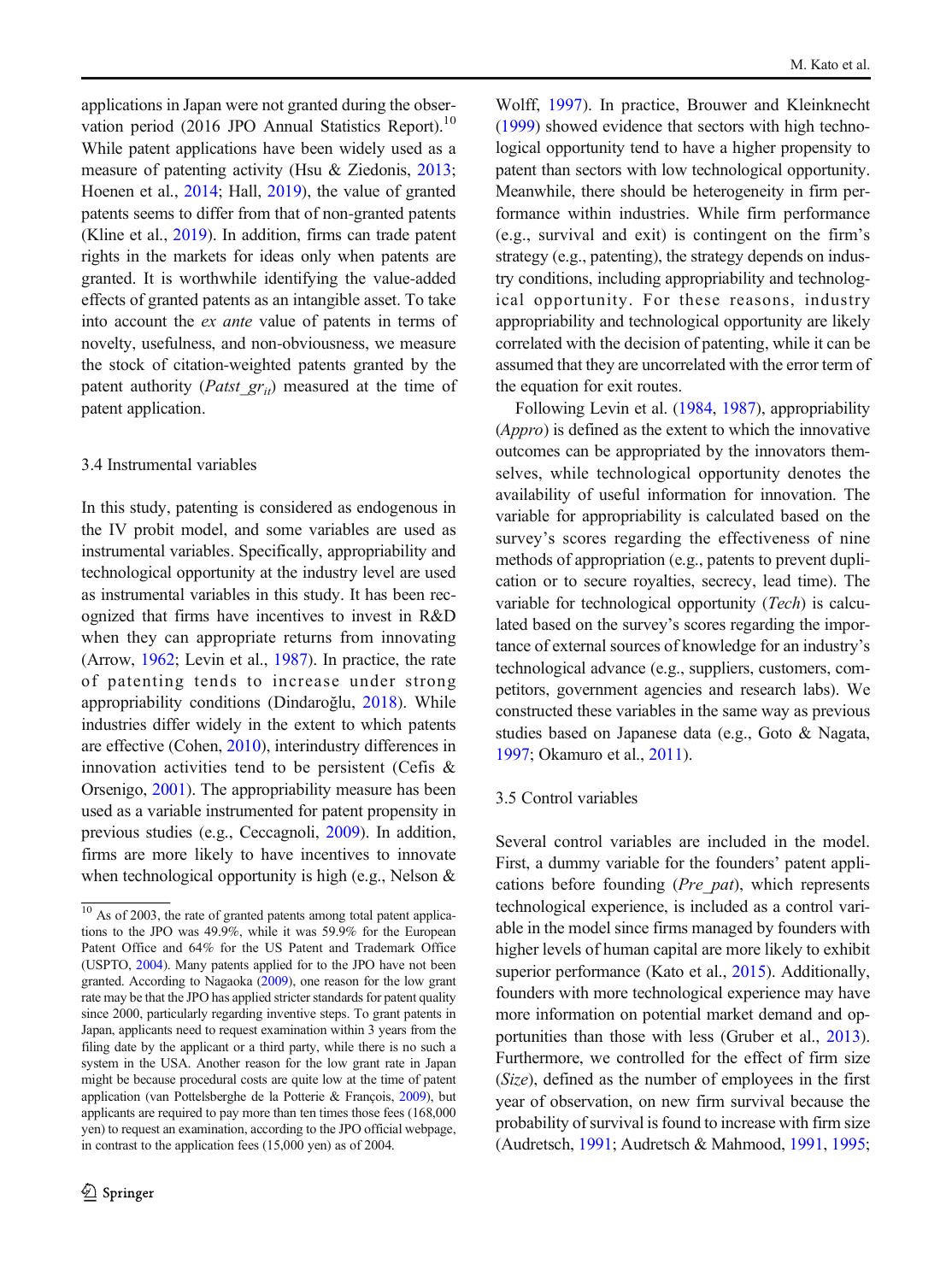applications in Japan were not granted during the observation period (2016 JPO Annual Statistics Report).[10] While patent applications have been widely used as a measure of patenting activity (Hsu & Ziedonis, 2013; Hoenen et al., 2014; Hall, 2019), the value of granted patents seems to differ from that of non-granted patents (Kline et al., 2019). In addition, firms can trade patent rights in the markets for ideas only when patents are granted. It is worthwhile identifying the value-added effects of granted patents as an intangible asset. To take into account the *ex ante* value of patents in terms of novelty, usefulness, and non-obviousness, we measure the stock of citation-weighted patents granted by the patent authority ($Patst\_gr_{it}$) measured at the time of patent application.

### 3.4 Instrumental variables

In this study, patenting is considered as endogenous in the IV probit model, and some variables are used as instrumental variables. Specifically, appropriability and technological opportunity at the industry level are used as instrumental variables in this study. It has been recognized that firms have incentives to invest in R&D when they can appropriate returns from innovating (Arrow, 1962; Levin et al., 1987). In practice, the rate of patenting tends to increase under strong appropriability conditions (Dindaroğlu, 2018). While industries differ widely in the extent to which patents are effective (Cohen, 2010), interindustry differences in innovation activities tend to be persistent (Cefis & Orsenigo, 2001). The appropriability measure has been used as a variable instrumented for patent propensity in previous studies (e.g., Ceccagnoli, 2009). In addition, firms are more likely to have incentives to innovate when technological opportunity is high (e.g., Nelson & Wolff, 1997). In practice, Brouwer and Kleinknecht (1999) showed evidence that sectors with high technological opportunity tend to have a higher propensity to patent than sectors with low technological opportunity. Meanwhile, there should be heterogeneity in firm performance within industries. While firm performance (e.g., survival and exit) is contingent on the firm's strategy (e.g., patenting), the strategy depends on industry conditions, including appropriability and technological opportunity. For these reasons, industry appropriability and technological opportunity are likely correlated with the decision of patenting, while it can be assumed that they are uncorrelated with the error term of the equation for exit routes.

Following Levin et al. (1984, 1987), appropriability (*Appro*) is defined as the extent to which the innovative outcomes can be appropriated by the innovators themselves, while technological opportunity denotes the availability of useful information for innovation. The variable for appropriability is calculated based on the survey's scores regarding the effectiveness of nine methods of appropriation (e.g., patents to prevent duplication or to secure royalties, secrecy, lead time). The variable for technological opportunity (*Tech*) is calculated based on the survey's scores regarding the importance of external sources of knowledge for an industry's technological advance (e.g., suppliers, customers, competitors, government agencies and research labs). We constructed these variables in the same way as previous studies based on Japanese data (e.g., Goto & Nagata, 1997; Okamuro et al., 2011).

### 3.5 Control variables

Several control variables are included in the model. First, a dummy variable for the founders' patent applications before founding (*Pre_pat*), which represents technological experience, is included as a control variable in the model since firms managed by founders with higher levels of human capital are more likely to exhibit superior performance (Kato et al., 2015). Additionally, founders with more technological experience may have more information on potential market demand and opportunities than those with less (Gruber et al., 2013). Furthermore, we controlled for the effect of firm size (*Size*), defined as the number of employees in the first year of observation, on new firm survival because the probability of survival is found to increase with firm size (Audretsch, 1991; Audretsch & Mahmood, 1991, 1995;

[10] As of 2003, the rate of granted patents among total patent applications to the JPO was 49.9%, while it was 59.9% for the European Patent Office and 64% for the US Patent and Trademark Office (USPTO, 2004). Many patents applied for to the JPO have not been granted. According to Nagaoka (2009), one reason for the low grant rate may be that the JPO has applied stricter standards for patent quality since 2000, particularly regarding inventive steps. To grant patents in Japan, applicants need to request examination within 3 years from the filing date by the applicant or a third party, while there is no such a system in the USA. Another reason for the low grant rate in Japan might be because procedural costs are quite low at the time of patent application (van Pottelsberghe de la Potterie & François, 2009), but applicants are required to pay more than ten times those fees (168,000 yen) to request an examination, according to the JPO official webpage, in contrast to the application fees (15,000 yen) as of 2004.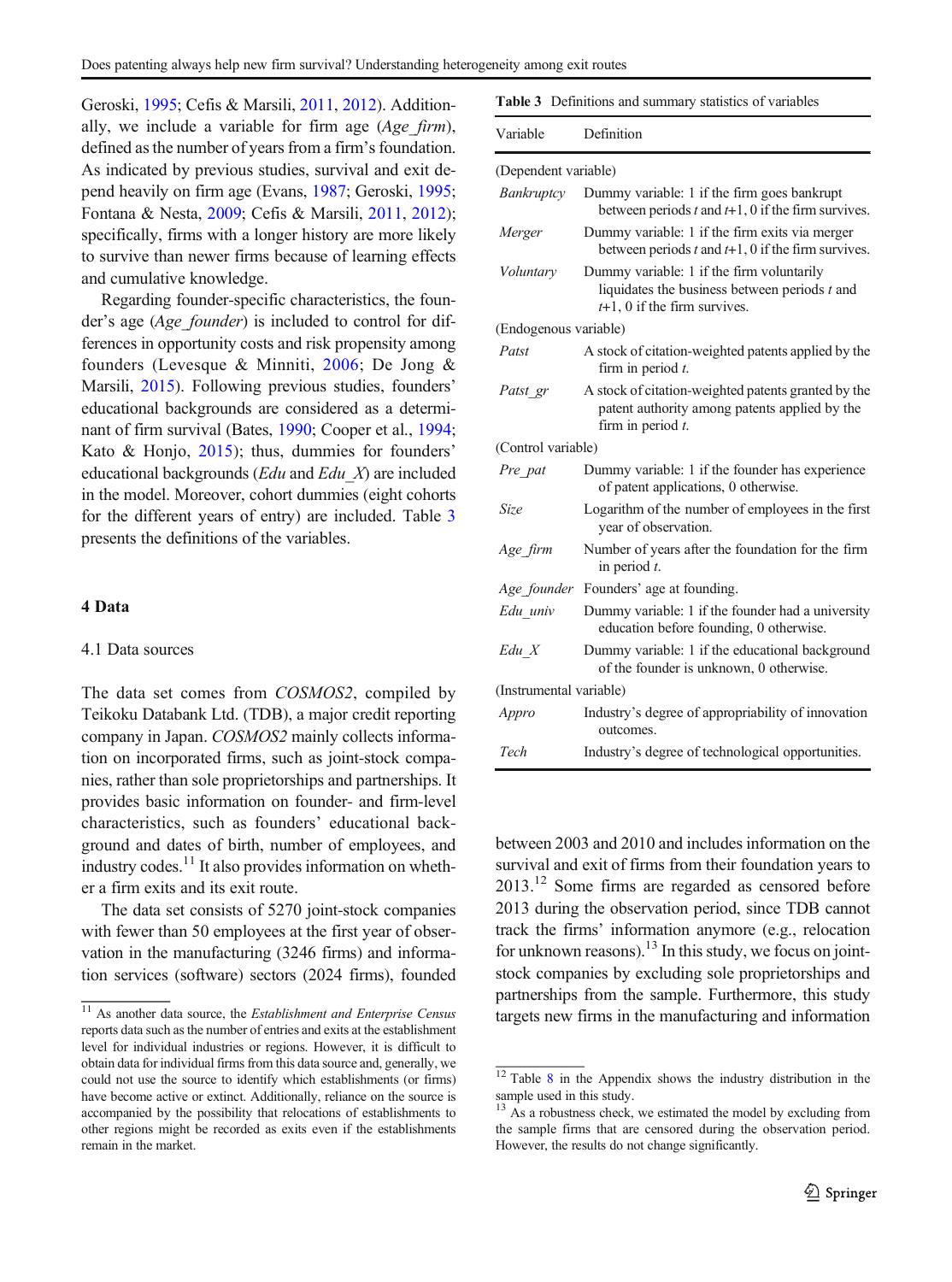Geroski, 1995; Cefis & Marsili, 2011, 2012). Additionally, we include a variable for firm age (*Age_firm*), defined as the number of years from a firm's foundation. As indicated by previous studies, survival and exit depend heavily on firm age (Evans, 1987; Geroski, 1995; Fontana & Nesta, 2009; Cefis & Marsili, 2011, 2012); specifically, firms with a longer history are more likely to survive than newer firms because of learning effects and cumulative knowledge.

Regarding founder-specific characteristics, the founder's age (*Age_founder*) is included to control for differences in opportunity costs and risk propensity among founders (Levesque & Minniti, 2006; De Jong & Marsili, 2015). Following previous studies, founders' educational backgrounds are considered as a determinant of firm survival (Bates, 1990; Cooper et al., 1994; Kato & Honjo, 2015); thus, dummies for founders' educational backgrounds (*Edu* and *Edu_X*) are included in the model. Moreover, cohort dummies (eight cohorts for the different years of entry) are included. Table 3 presents the definitions of the variables.

## 4 Data

### 4.1 Data sources

The data set comes from *COSMOS2*, compiled by Teikoku Databank Ltd. (TDB), a major credit reporting company in Japan. *COSMOS2* mainly collects information on incorporated firms, such as joint-stock companies, rather than sole proprietorships and partnerships. It provides basic information on founder- and firm-level characteristics, such as founders' educational background and dates of birth, number of employees, and industry codes.[11] It also provides information on whether a firm exits and its exit route.

The data set consists of 5270 joint-stock companies with fewer than 50 employees at the first year of observation in the manufacturing (3246 firms) and information services (software) sectors (2024 firms), founded between 2003 and 2010 and includes information on the survival and exit of firms from their foundation years to 2013.[12] Some firms are regarded as censored before 2013 during the observation period, since TDB cannot track the firms' information anymore (e.g., relocation for unknown reasons).[13] In this study, we focus on joint-stock companies by excluding sole proprietorships and partnerships from the sample. Furthermore, this study targets new firms in the manufacturing and information

**Table 3** Definitions and summary statistics of variables

| Variable | Definition |
|---|---|
| (Dependent variable) | |
| *Bankruptcy* | Dummy variable: 1 if the firm goes bankrupt between periods *t* and *t*+1, 0 if the firm survives. |
| *Merger* | Dummy variable: 1 if the firm exits via merger between periods *t* and *t*+1, 0 if the firm survives. |
| *Voluntary* | Dummy variable: 1 if the firm voluntarily liquidates the business between periods *t* and *t*+1, 0 if the firm survives. |
| (Endogenous variable) | |
| *Patst* | A stock of citation-weighted patents applied by the firm in period *t*. |
| *Patst_gr* | A stock of citation-weighted patents granted by the patent authority among patents applied by the firm in period *t*. |
| (Control variable) | |
| *Pre_pat* | Dummy variable: 1 if the founder has experience of patent applications, 0 otherwise. |
| *Size* | Logarithm of the number of employees in the first year of observation. |
| *Age_firm* | Number of years after the foundation for the firm in period *t*. |
| *Age_founder* | Founders' age at founding. |
| *Edu_univ* | Dummy variable: 1 if the founder had a university education before founding, 0 otherwise. |
| *Edu_X* | Dummy variable: 1 if the educational background of the founder is unknown, 0 otherwise. |
| (Instrumental variable) | |
| *Appro* | Industry's degree of appropriability of innovation outcomes. |
| *Tech* | Industry's degree of technological opportunities. |

[11] As another data source, the *Establishment and Enterprise Census* reports data such as the number of entries and exits at the establishment level for individual industries or regions. However, it is difficult to obtain data for individual firms from this data source and, generally, we could not use the source to identify which establishments (or firms) have become active or extinct. Additionally, reliance on the source is accompanied by the possibility that relocations of establishments to other regions might be recorded as exits even if the establishments remain in the market.

[12] Table 8 in the Appendix shows the industry distribution in the sample used in this study.

[13] As a robustness check, we estimated the model by excluding from the sample firms that are censored during the observation period. However, the results do not change significantly.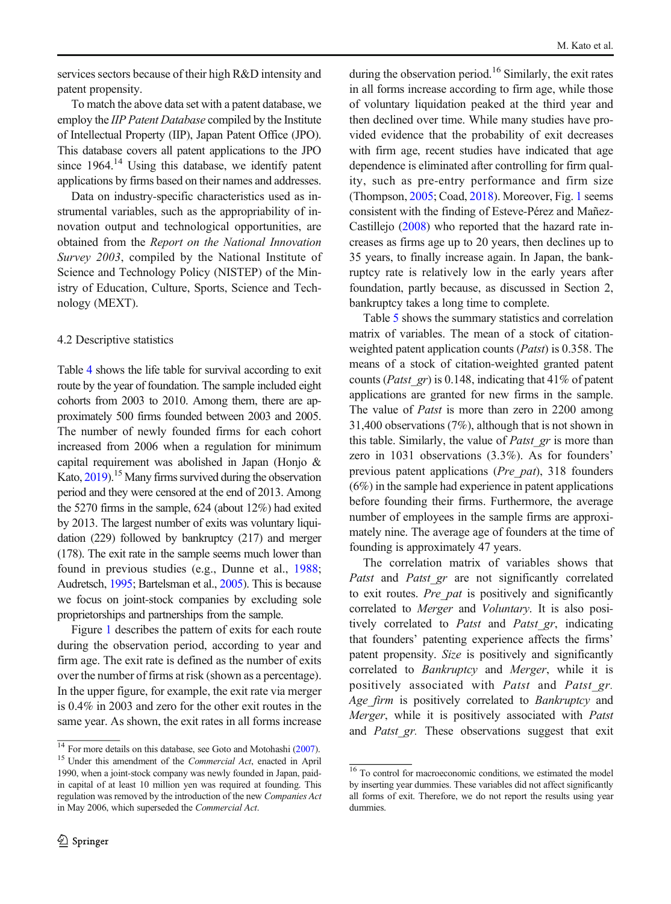services sectors because of their high R&D intensity and patent propensity.

To match the above data set with a patent database, we employ the *IIP Patent Database* compiled by the Institute of Intellectual Property (IIP), Japan Patent Office (JPO). This database covers all patent applications to the JPO since 1964.[14] Using this database, we identify patent applications by firms based on their names and addresses.

Data on industry-specific characteristics used as instrumental variables, such as the appropriability of innovation output and technological opportunities, are obtained from the *Report on the National Innovation Survey 2003*, compiled by the National Institute of Science and Technology Policy (NISTEP) of the Ministry of Education, Culture, Sports, Science and Technology (MEXT).

### 4.2 Descriptive statistics

Table 4 shows the life table for survival according to exit route by the year of foundation. The sample included eight cohorts from 2003 to 2010. Among them, there are approximately 500 firms founded between 2003 and 2005. The number of newly founded firms for each cohort increased from 2006 when a regulation for minimum capital requirement was abolished in Japan (Honjo & Kato, 2019).[15] Many firms survived during the observation period and they were censored at the end of 2013. Among the 5270 firms in the sample, 624 (about 12%) had exited by 2013. The largest number of exits was voluntary liquidation (229) followed by bankruptcy (217) and merger (178). The exit rate in the sample seems much lower than found in previous studies (e.g., Dunne et al., 1988; Audretsch, 1995; Bartelsman et al., 2005). This is because we focus on joint-stock companies by excluding sole proprietorships and partnerships from the sample.

Figure 1 describes the pattern of exits for each route during the observation period, according to year and firm age. The exit rate is defined as the number of exits over the number of firms at risk (shown as a percentage). In the upper figure, for example, the exit rate via merger is 0.4% in 2003 and zero for the other exit routes in the same year. As shown, the exit rates in all forms increase during the observation period.[16] Similarly, the exit rates in all forms increase according to firm age, while those of voluntary liquidation peaked at the third year and then declined over time. While many studies have provided evidence that the probability of exit decreases with firm age, recent studies have indicated that age dependence is eliminated after controlling for firm quality, such as pre-entry performance and firm size (Thompson, 2005; Coad, 2018). Moreover, Fig. 1 seems consistent with the finding of Esteve-Pérez and Mañez-Castillejo (2008) who reported that the hazard rate increases as firms age up to 20 years, then declines up to 35 years, to finally increase again. In Japan, the bankruptcy rate is relatively low in the early years after foundation, partly because, as discussed in Section 2, bankruptcy takes a long time to complete.

Table 5 shows the summary statistics and correlation matrix of variables. The mean of a stock of citation-weighted patent application counts (*Patst*) is 0.358. The means of a stock of citation-weighted granted patent counts (*Patst_gr*) is 0.148, indicating that 41% of patent applications are granted for new firms in the sample. The value of *Patst* is more than zero in 2200 among 31,400 observations (7%), although that is not shown in this table. Similarly, the value of *Patst_gr* is more than zero in 1031 observations (3.3%). As for founders' previous patent applications (*Pre_pat*), 318 founders (6%) in the sample had experience in patent applications before founding their firms. Furthermore, the average number of employees in the sample firms are approximately nine. The average age of founders at the time of founding is approximately 47 years.

The correlation matrix of variables shows that *Patst* and *Patst_gr* are not significantly correlated to exit routes. *Pre_pat* is positively and significantly correlated to *Merger* and *Voluntary*. It is also positively correlated to *Patst* and *Patst_gr*, indicating that founders' patenting experience affects the firms' patent propensity. *Size* is positively and significantly correlated to *Bankruptcy* and *Merger*, while it is positively associated with *Patst* and *Patst_gr*. *Age_firm* is positively correlated to *Bankruptcy* and *Merger*, while it is positively associated with *Patst* and *Patst_gr*. These observations suggest that exit

[14] For more details on this database, see Goto and Motohashi (2007).

[15] Under this amendment of the *Commercial Act*, enacted in April 1990, when a joint-stock company was newly founded in Japan, paid-in capital of at least 10 million yen was required at founding. This regulation was removed by the introduction of the new *Companies Act* in May 2006, which superseded the *Commercial Act*.

[16] To control for macroeconomic conditions, we estimated the model by inserting year dummies. These variables did not affect significantly all forms of exit. Therefore, we do not report the results using year dummies.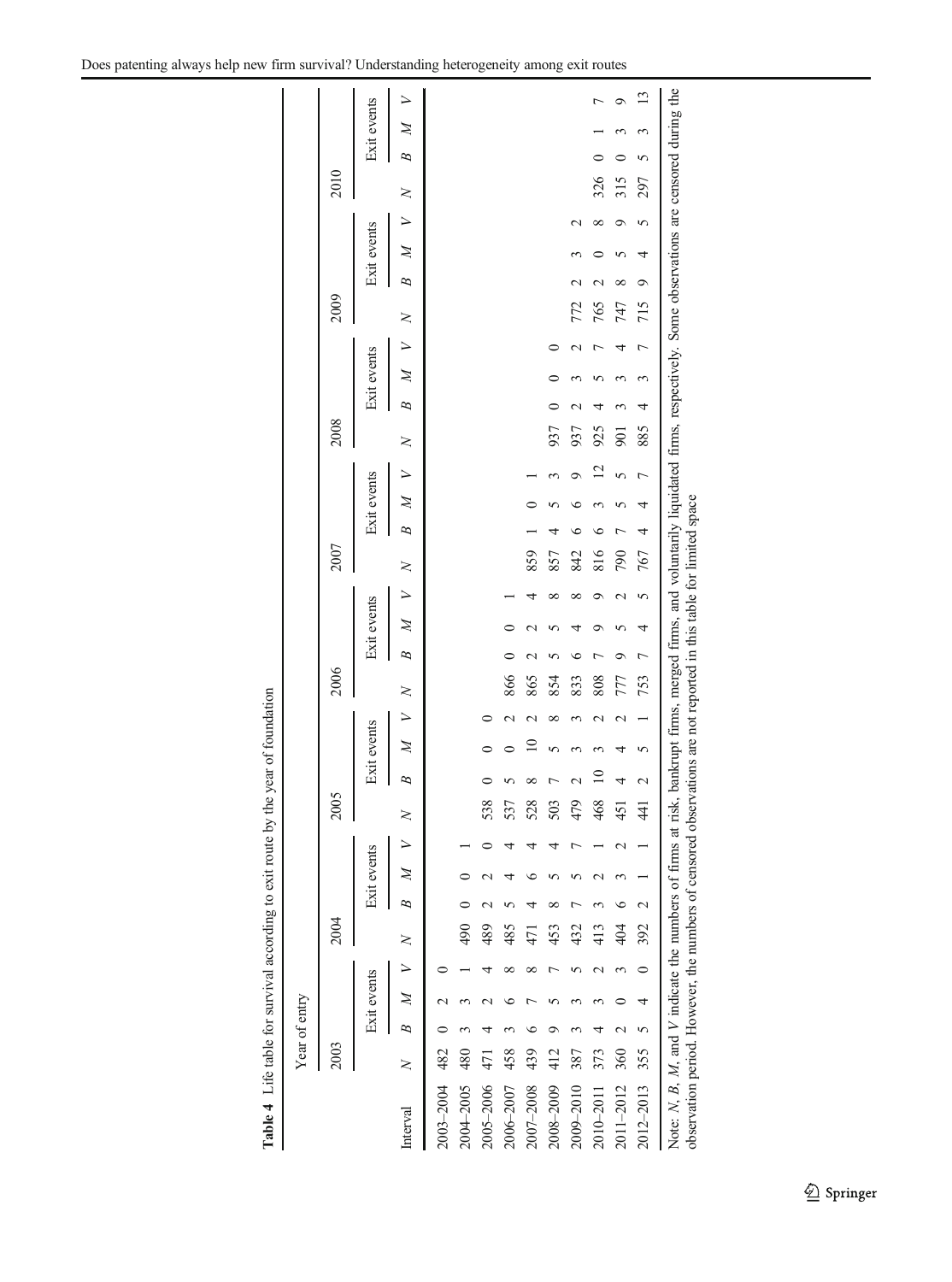**Table 4** Life table for survival according to exit route by the year of foundation

| | Year of entry | | | | | | | | | | | | | | | | | | | | | | | | | | | | | | | |
|---|---|---|---|---|---|---|---|---|---|---|---|---|---|---|---|---|---|---|---|---|---|---|---|---|---|---|---|---|---|---|---|---|
| | 2003 | | | | 2004 | | | | 2005 | | | | 2006 | | | | 2007 | | | | 2008 | | | | 2009 | | | | 2010 | | | |
| | | Exit events | | | | Exit events | | | | Exit events | | | | Exit events | | | | Exit events | | | | Exit events | | | | Exit events | | | | Exit events | | |
| Interval | *N* | *B* | *M* | *V* | *N* | *B* | *M* | *V* | *N* | *B* | *M* | *V* | *N* | *B* | *M* | *V* | *N* | *B* | *M* | *V* | *N* | *B* | *M* | *V* | *N* | *B* | *M* | *V* | *N* | *B* | *M* | *V* |
| 2003–2004 | 482 | 0 | 2 | 0 | | | | | | | | | | | | | | | | | | | | | | | | | | | | |
| 2004–2005 | 480 | 3 | 3 | 1 | 490 | 0 | 0 | 1 | | | | | | | | | | | | | | | | | | | | | | | | |
| 2005–2006 | 471 | 4 | 2 | 4 | 489 | 2 | 2 | 0 | 538 | 0 | 0 | 0 | | | | | | | | | | | | | | | | | | | | |
| 2006–2007 | 458 | 3 | 6 | 8 | 485 | 5 | 4 | 4 | 537 | 5 | 0 | 2 | 866 | 0 | 0 | 1 | | | | | | | | | | | | | | | | |
| 2007–2008 | 439 | 6 | 7 | 8 | 471 | 4 | 6 | 4 | 528 | 8 | 10 | 2 | 865 | 2 | 2 | 4 | 859 | 1 | 0 | 1 | | | | | | | | | | | | |
| 2008–2009 | 412 | 9 | 5 | 7 | 453 | 8 | 5 | 4 | 503 | 7 | 5 | 8 | 854 | 5 | 5 | 8 | 857 | 4 | 5 | 3 | 937 | 0 | 0 | 0 | | | | | | | | |
| 2009–2010 | 387 | 3 | 3 | 5 | 432 | 7 | 5 | 7 | 479 | 2 | 3 | 3 | 833 | 6 | 4 | 8 | 842 | 6 | 6 | 9 | 937 | 2 | 3 | 2 | 772 | 2 | 3 | 2 | | | | |
| 2010–2011 | 373 | 4 | 3 | 2 | 413 | 3 | 2 | 1 | 468 | 10 | 3 | 2 | 808 | 7 | 9 | 9 | 816 | 6 | 3 | 12 | 925 | 4 | 5 | 7 | 765 | 2 | 0 | 8 | 326 | 0 | 1 | 7 |
| 2011–2012 | 360 | 2 | 0 | 3 | 404 | 6 | 3 | 2 | 451 | 4 | 4 | 2 | 777 | 9 | 5 | 2 | 790 | 7 | 5 | 5 | 901 | 3 | 3 | 4 | 747 | 8 | 5 | 9 | 315 | 0 | 3 | 9 |
| 2012–2013 | 355 | 5 | 4 | 0 | 392 | 2 | 1 | 1 | 441 | 2 | 5 | 1 | 753 | 7 | 4 | 5 | 767 | 4 | 4 | 7 | 885 | 4 | 3 | 7 | 715 | 9 | 4 | 5 | 297 | 5 | 3 | 13 |

Note: *N*, *B*, *M*, and *V* indicate the numbers of firms at risk, bankrupt firms, merged firms, and voluntarily liquidated firms, respectively. Some observations are censored during the observation period. However, the numbers of censored observations are not reported in this table for limited space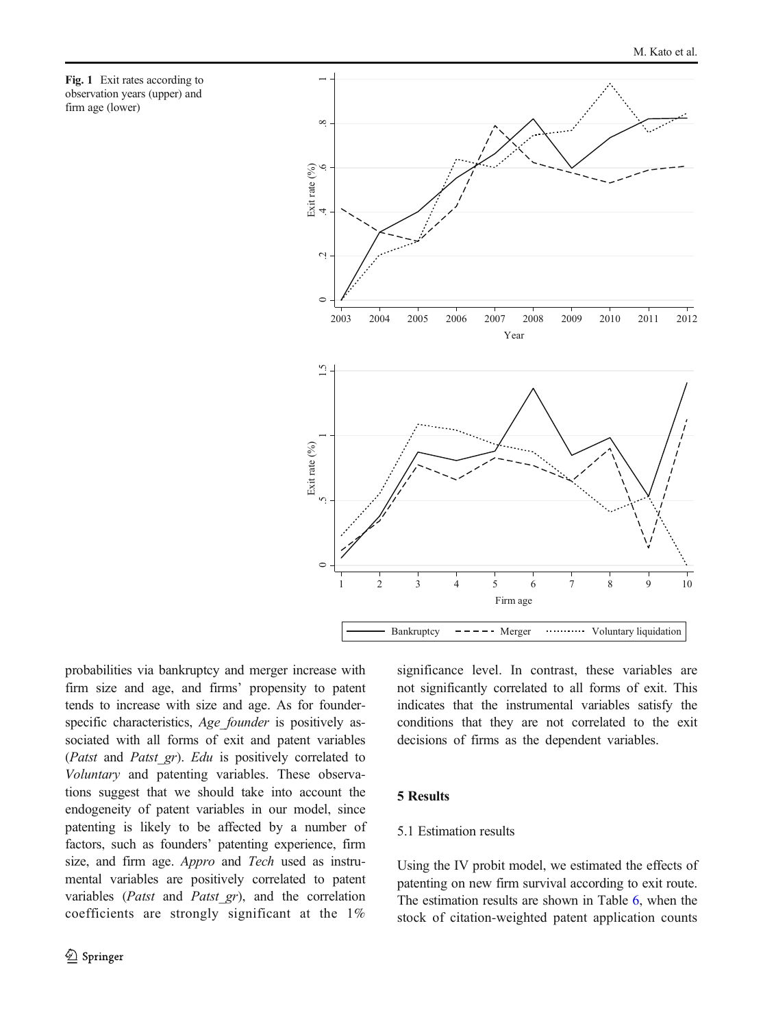**Fig. 1** Exit rates according to observation years (upper) and firm age (lower)

probabilities via bankruptcy and merger increase with firm size and age, and firms' propensity to patent tends to increase with size and age. As for founder-specific characteristics, *Age_founder* is positively associated with all forms of exit and patent variables (*Patst* and *Patst_gr*). *Edu* is positively correlated to *Voluntary* and patenting variables. These observations suggest that we should take into account the endogeneity of patent variables in our model, since patenting is likely to be affected by a number of factors, such as founders' patenting experience, firm size, and firm age. *Appro* and *Tech* used as instrumental variables are positively correlated to patent variables (*Patst* and *Patst_gr*), and the correlation coefficients are strongly significant at the 1% significance level. In contrast, these variables are not significantly correlated to all forms of exit. This indicates that the instrumental variables satisfy the conditions that they are not correlated to the exit decisions of firms as the dependent variables.

## 5 Results

### 5.1 Estimation results

Using the IV probit model, we estimated the effects of patenting on new firm survival according to exit route. The estimation results are shown in Table 6, when the stock of citation-weighted patent application counts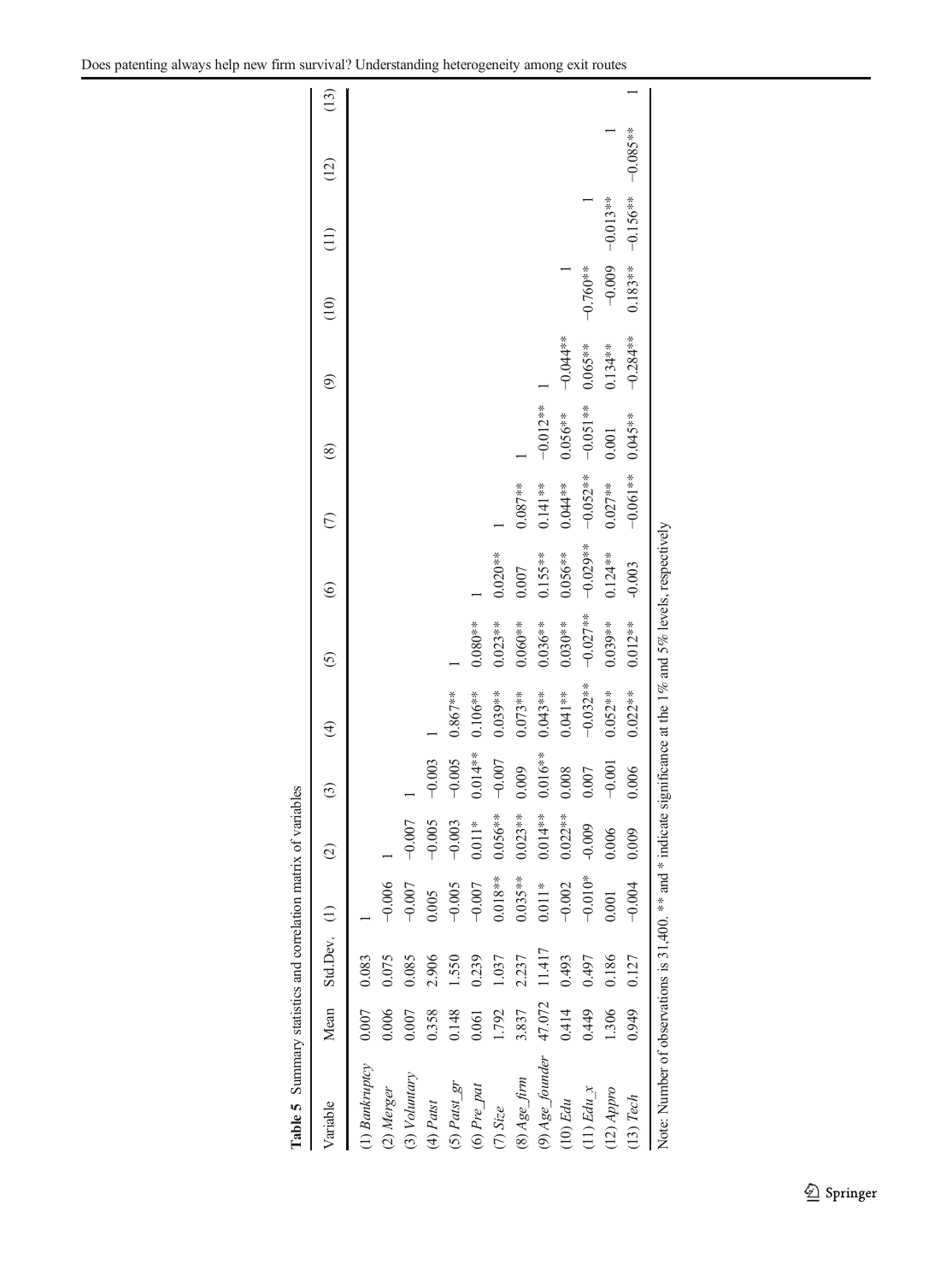**Table 5** Summary statistics and correlation matrix of variables

| Variable | Mean | Std.Dev. | (1) | (2) | (3) | (4) | (5) | (6) | (7) | (8) | (9) | (10) | (11) | (12) | (13) |
|---|---|---|---|---|---|---|---|---|---|---|---|---|---|---|---|
| (1) *Bankruptcy* | 0.007 | 0.083 | 1 | | | | | | | | | | | | |
| (2) *Merger* | 0.006 | 0.075 | −0.006 | 1 | | | | | | | | | | | |
| (3) *Voluntary* | 0.007 | 0.085 | −0.007 | −0.007 | 1 | | | | | | | | | | |
| (4) *Patst* | 0.358 | 2.906 | 0.005 | −0.005 | −0.003 | 1 | | | | | | | | | |
| (5) *Patst_gr* | 0.148 | 1.550 | −0.005 | −0.003 | −0.005 | 0.867** | 1 | | | | | | | | |
| (6) *Pre_pat* | 0.061 | 0.239 | −0.007 | 0.011* | 0.014** | 0.106** | 0.080** | 1 | | | | | | | |
| (7) *Size* | 1.792 | 1.037 | 0.018** | 0.056** | −0.007 | 0.039** | 0.023** | 0.020** | 1 | | | | | | |
| (8) *Age_firm* | 3.837 | 2.237 | 0.035** | 0.023** | 0.009 | 0.073** | 0.060** | 0.007 | 0.087** | 1 | | | | | |
| (9) *Age_founder* | 47.072 | 11.417 | 0.011* | 0.014** | 0.016** | 0.043** | 0.036** | 0.155** | 0.141** | −0.012** | 1 | | | | |
| (10) *Edu* | 0.414 | 0.493 | −0.002 | 0.022** | 0.008 | 0.041** | 0.030** | 0.056** | 0.044** | 0.056** | −0.044** | 1 | | | |
| (11) *Edu_x* | 0.449 | 0.497 | −0.010* | -0.009 | 0.007 | −0.032** | −0.027** | −0.029** | −0.052** | −0.051** | 0.065** | −0.760** | 1 | | |
| (12) *Appro* | 1.306 | 0.186 | 0.001 | 0.006 | −0.001 | 0.052** | 0.039** | 0.124** | 0.027** | 0.001 | 0.134** | −0.009 | −0.013** | 1 | |
| (13) *Tech* | 0.949 | 0.127 | −0.004 | 0.009 | 0.006 | 0.022** | 0.012** | -0.003 | −0.061** | 0.045** | −0.284** | 0.183** | −0.156** | −0.085** | 1 |

Note: Number of observations is 31,400. ** and * indicate significance at the 1% and 5% levels, respectively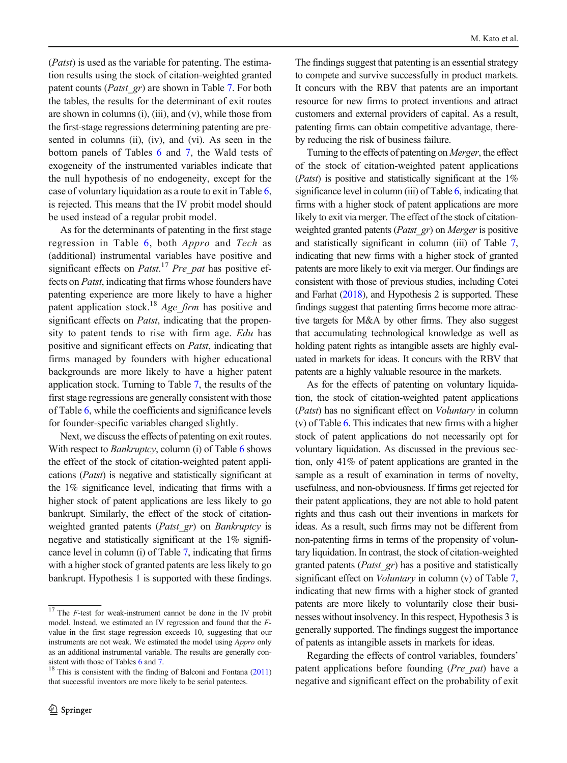(*Patst*) is used as the variable for patenting. The estimation results using the stock of citation-weighted granted patent counts (*Patst_gr*) are shown in Table 7. For both the tables, the results for the determinant of exit routes are shown in columns (i), (iii), and (v), while those from the first-stage regressions determining patenting are presented in columns (ii), (iv), and (vi). As seen in the bottom panels of Tables 6 and 7, the Wald tests of exogeneity of the instrumented variables indicate that the null hypothesis of no endogeneity, except for the case of voluntary liquidation as a route to exit in Table 6, is rejected. This means that the IV probit model should be used instead of a regular probit model.

As for the determinants of patenting in the first stage regression in Table 6, both *Appro* and *Tech* as (additional) instrumental variables have positive and significant effects on *Patst*.[17] *Pre_pat* has positive effects on *Patst*, indicating that firms whose founders have patenting experience are more likely to have a higher patent application stock.[18] *Age_firm* has positive and significant effects on *Patst*, indicating that the propensity to patent tends to rise with firm age. *Edu* has positive and significant effects on *Patst*, indicating that firms managed by founders with higher educational backgrounds are more likely to have a higher patent application stock. Turning to Table 7, the results of the first stage regressions are generally consistent with those of Table 6, while the coefficients and significance levels for founder-specific variables changed slightly.

Next, we discuss the effects of patenting on exit routes. With respect to *Bankruptcy*, column (i) of Table 6 shows the effect of the stock of citation-weighted patent applications (*Patst*) is negative and statistically significant at the 1% significance level, indicating that firms with a higher stock of patent applications are less likely to go bankrupt. Similarly, the effect of the stock of citation-weighted granted patents (*Patst_gr*) on *Bankruptcy* is negative and statistically significant at the 1% significance level in column (i) of Table 7, indicating that firms with a higher stock of granted patents are less likely to go bankrupt. Hypothesis 1 is supported with these findings. The findings suggest that patenting is an essential strategy to compete and survive successfully in product markets. It concurs with the RBV that patents are an important resource for new firms to protect inventions and attract customers and external providers of capital. As a result, patenting firms can obtain competitive advantage, thereby reducing the risk of business failure.

Turning to the effects of patenting on *Merger*, the effect of the stock of citation-weighted patent applications (*Patst*) is positive and statistically significant at the 1% significance level in column (iii) of Table 6, indicating that firms with a higher stock of patent applications are more likely to exit via merger. The effect of the stock of citation-weighted granted patents (*Patst_gr*) on *Merger* is positive and statistically significant in column (iii) of Table 7, indicating that new firms with a higher stock of granted patents are more likely to exit via merger. Our findings are consistent with those of previous studies, including Cotei and Farhat (2018), and Hypothesis 2 is supported. These findings suggest that patenting firms become more attractive targets for M&A by other firms. They also suggest that accumulating technological knowledge as well as holding patent rights as intangible assets are highly evaluated in markets for ideas. It concurs with the RBV that patents are a highly valuable resource in the markets.

As for the effects of patenting on voluntary liquidation, the stock of citation-weighted patent applications (*Patst*) has no significant effect on *Voluntary* in column (v) of Table 6. This indicates that new firms with a higher stock of patent applications do not necessarily opt for voluntary liquidation. As discussed in the previous section, only 41% of patent applications are granted in the sample as a result of examination in terms of novelty, usefulness, and non-obviousness. If firms get rejected for their patent applications, they are not able to hold patent rights and thus cash out their inventions in markets for ideas. As a result, such firms may not be different from non-patenting firms in terms of the propensity of voluntary liquidation. In contrast, the stock of citation-weighted granted patents (*Patst_gr*) has a positive and statistically significant effect on *Voluntary* in column (v) of Table 7, indicating that new firms with a higher stock of granted patents are more likely to voluntarily close their businesses without insolvency. In this respect, Hypothesis 3 is generally supported. The findings suggest the importance of patents as intangible assets in markets for ideas.

Regarding the effects of control variables, founders' patent applications before founding (*Pre_pat*) have a negative and significant effect on the probability of exit

---

[17] The *F*-test for weak-instrument cannot be done in the IV probit model. Instead, we estimated an IV regression and found that the *F*-value in the first stage regression exceeds 10, suggesting that our instruments are not weak. We estimated the model using *Appro* only as an additional instrumental variable. The results are generally consistent with those of Tables 6 and 7.

[18] This is consistent with the finding of Balconi and Fontana (2011) that successful inventors are more likely to be serial patentees.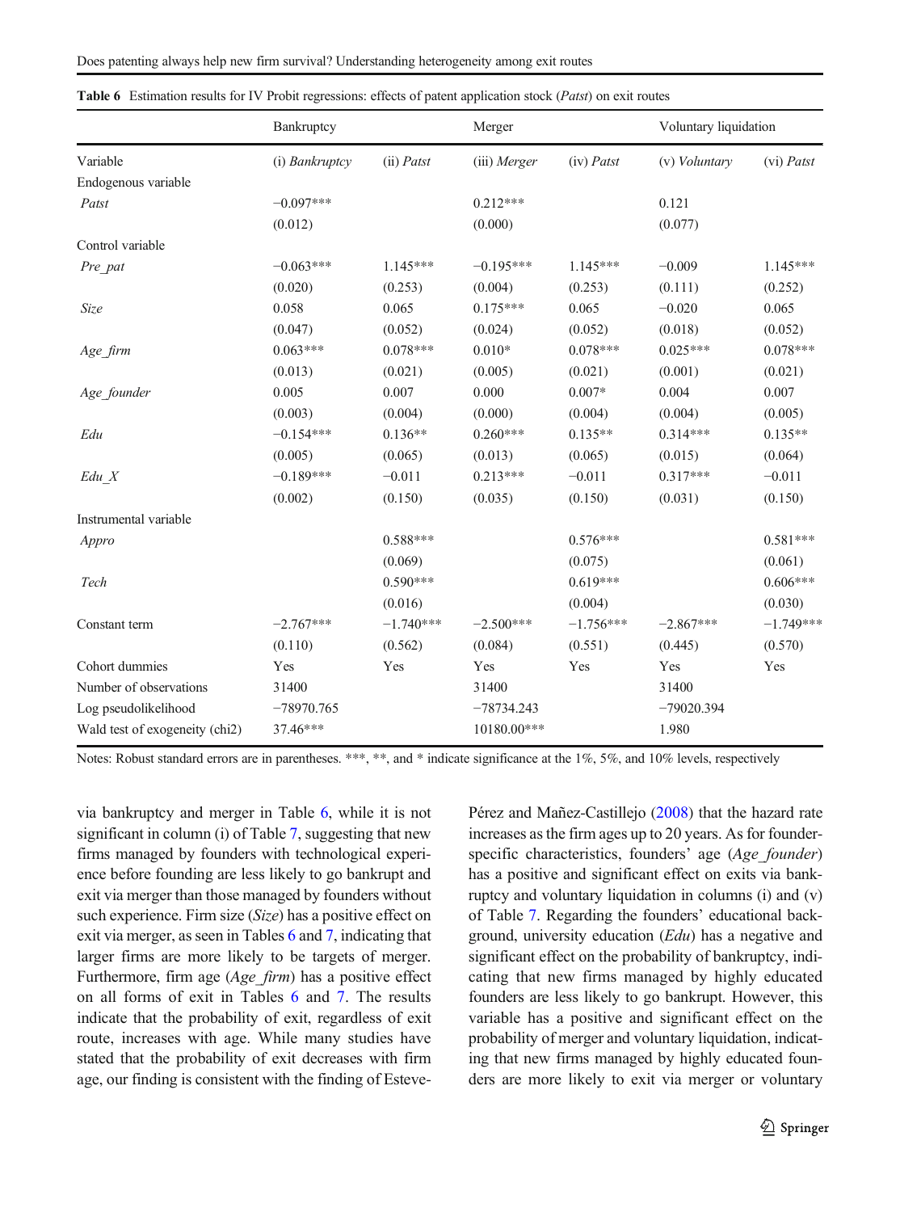**Table 6** Estimation results for IV Probit regressions: effects of patent application stock (*Patst*) on exit routes

| | Bankruptcy | | Merger | | Voluntary liquidation | |
|---|---|---|---|---|---|---|
| Variable | (i) *Bankruptcy* | (ii) *Patst* | (iii) *Merger* | (iv) *Patst* | (v) *Voluntary* | (vi) *Patst* |
| Endogenous variable | | | | | | |
| *Patst* | −0.097*** | | 0.212*** | | 0.121 | |
| | (0.012) | | (0.000) | | (0.077) | |
| Control variable | | | | | | |
| *Pre_pat* | −0.063*** | 1.145*** | −0.195*** | 1.145*** | −0.009 | 1.145*** |
| | (0.020) | (0.253) | (0.004) | (0.253) | (0.111) | (0.252) |
| *Size* | 0.058 | 0.065 | 0.175*** | 0.065 | −0.020 | 0.065 |
| | (0.047) | (0.052) | (0.024) | (0.052) | (0.018) | (0.052) |
| *Age_firm* | 0.063*** | 0.078*** | 0.010* | 0.078*** | 0.025*** | 0.078*** |
| | (0.013) | (0.021) | (0.005) | (0.021) | (0.001) | (0.021) |
| *Age_founder* | 0.005 | 0.007 | 0.000 | 0.007* | 0.004 | 0.007 |
| | (0.003) | (0.004) | (0.000) | (0.004) | (0.004) | (0.005) |
| *Edu* | −0.154*** | 0.136** | 0.260*** | 0.135** | 0.314*** | 0.135** |
| | (0.005) | (0.065) | (0.013) | (0.065) | (0.015) | (0.064) |
| *Edu_X* | −0.189*** | −0.011 | 0.213*** | −0.011 | 0.317*** | −0.011 |
| | (0.002) | (0.150) | (0.035) | (0.150) | (0.031) | (0.150) |
| Instrumental variable | | | | | | |
| *Appro* | | 0.588*** | | 0.576*** | | 0.581*** |
| | | (0.069) | | (0.075) | | (0.061) |
| *Tech* | | 0.590*** | | 0.619*** | | 0.606*** |
| | | (0.016) | | (0.004) | | (0.030) |
| Constant term | −2.767*** | −1.740*** | −2.500*** | −1.756*** | −2.867*** | −1.749*** |
| | (0.110) | (0.562) | (0.084) | (0.551) | (0.445) | (0.570) |
| Cohort dummies | Yes | Yes | Yes | Yes | Yes | Yes |
| Number of observations | 31400 | | 31400 | | 31400 | |
| Log pseudolikelihood | −78970.765 | | −78734.243 | | −79020.394 | |
| Wald test of exogeneity (chi2) | 37.46*** | | 10180.00*** | | 1.980 | |

Notes: Robust standard errors are in parentheses. ***, **, and * indicate significance at the 1%, 5%, and 10% levels, respectively

via bankruptcy and merger in Table 6, while it is not significant in column (i) of Table 7, suggesting that new firms managed by founders with technological experience before founding are less likely to go bankrupt and exit via merger than those managed by founders without such experience. Firm size (*Size*) has a positive effect on exit via merger, as seen in Tables 6 and 7, indicating that larger firms are more likely to be targets of merger. Furthermore, firm age (*Age_firm*) has a positive effect on all forms of exit in Tables 6 and 7. The results indicate that the probability of exit, regardless of exit route, increases with age. While many studies have stated that the probability of exit decreases with firm age, our finding is consistent with the finding of Esteve-Pérez and Mañez-Castillejo (2008) that the hazard rate increases as the firm ages up to 20 years. As for founder-specific characteristics, founders' age (*Age_founder*) has a positive and significant effect on exits via bankruptcy and voluntary liquidation in columns (i) and (v) of Table 7. Regarding the founders' educational background, university education (*Edu*) has a negative and significant effect on the probability of bankruptcy, indicating that new firms managed by highly educated founders are less likely to go bankrupt. However, this variable has a positive and significant effect on the probability of merger and voluntary liquidation, indicating that new firms managed by highly educated founders are more likely to exit via merger or voluntary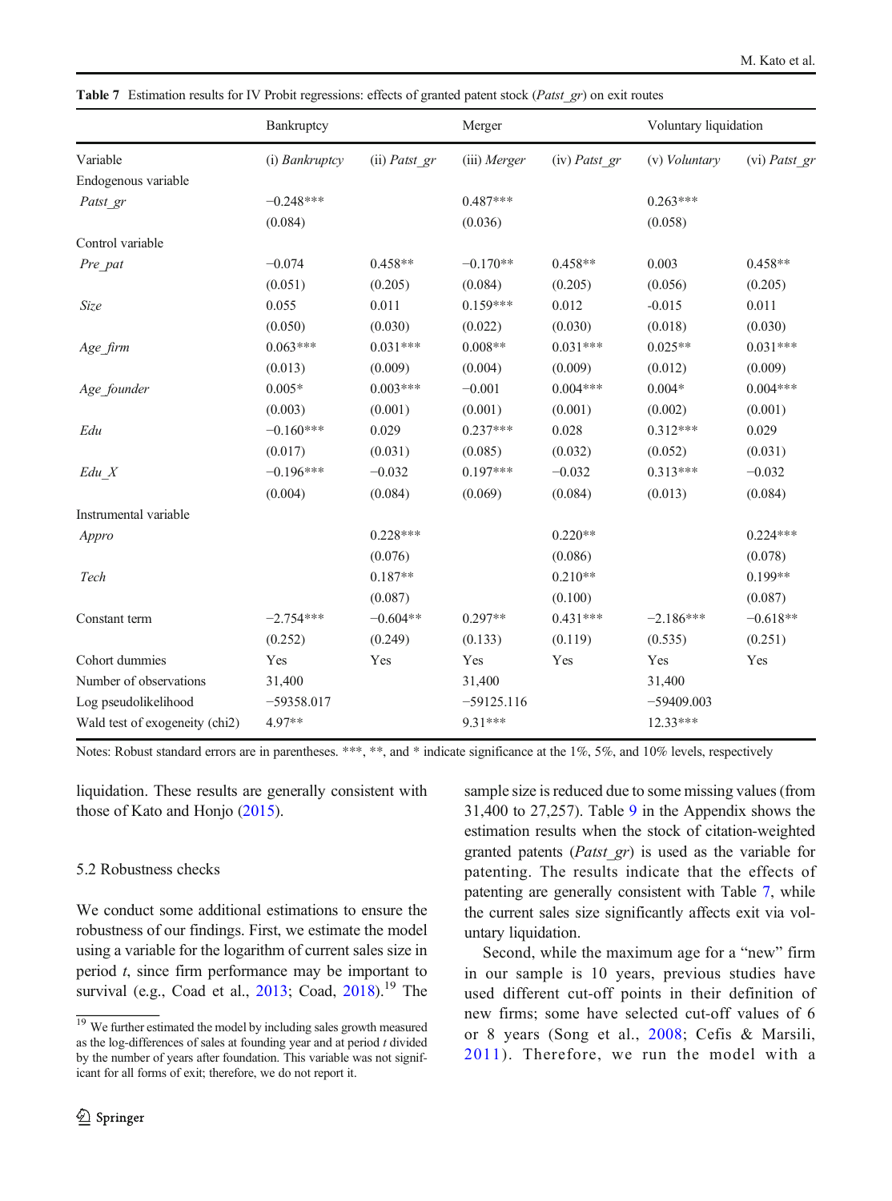**Table 7** Estimation results for IV Probit regressions: effects of granted patent stock (*Patst_gr*) on exit routes

| | Bankruptcy | | Merger | | Voluntary liquidation | |
|---|---|---|---|---|---|---|
| Variable | (i) *Bankruptcy* | (ii) *Patst_gr* | (iii) *Merger* | (iv) *Patst_gr* | (v) *Voluntary* | (vi) *Patst_gr* |
| Endogenous variable | | | | | | |
| *Patst_gr* | −0.248*** | | 0.487*** | | 0.263*** | |
| | (0.084) | | (0.036) | | (0.058) | |
| Control variable | | | | | | |
| *Pre_pat* | −0.074 | 0.458** | −0.170** | 0.458** | 0.003 | 0.458** |
| | (0.051) | (0.205) | (0.084) | (0.205) | (0.056) | (0.205) |
| *Size* | 0.055 | 0.011 | 0.159*** | 0.012 | -0.015 | 0.011 |
| | (0.050) | (0.030) | (0.022) | (0.030) | (0.018) | (0.030) |
| *Age_firm* | 0.063*** | 0.031*** | 0.008** | 0.031*** | 0.025** | 0.031*** |
| | (0.013) | (0.009) | (0.004) | (0.009) | (0.012) | (0.009) |
| *Age_founder* | 0.005* | 0.003*** | −0.001 | 0.004*** | 0.004* | 0.004*** |
| | (0.003) | (0.001) | (0.001) | (0.001) | (0.002) | (0.001) |
| *Edu* | −0.160*** | 0.029 | 0.237*** | 0.028 | 0.312*** | 0.029 |
| | (0.017) | (0.031) | (0.085) | (0.032) | (0.052) | (0.031) |
| *Edu_X* | −0.196*** | −0.032 | 0.197*** | −0.032 | 0.313*** | −0.032 |
| | (0.004) | (0.084) | (0.069) | (0.084) | (0.013) | (0.084) |
| Instrumental variable | | | | | | |
| *Appro* | | 0.228*** | | 0.220** | | 0.224*** |
| | | (0.076) | | (0.086) | | (0.078) |
| *Tech* | | 0.187** | | 0.210** | | 0.199** |
| | | (0.087) | | (0.100) | | (0.087) |
| Constant term | −2.754*** | −0.604** | 0.297** | 0.431*** | −2.186*** | −0.618** |
| | (0.252) | (0.249) | (0.133) | (0.119) | (0.535) | (0.251) |
| Cohort dummies | Yes | Yes | Yes | Yes | Yes | Yes |
| Number of observations | 31,400 | | 31,400 | | 31,400 | |
| Log pseudolikelihood | −59358.017 | | −59125.116 | | −59409.003 | |
| Wald test of exogeneity (chi2) | 4.97** | | 9.31*** | | 12.33*** | |

Notes: Robust standard errors are in parentheses. ***, **, and * indicate significance at the 1%, 5%, and 10% levels, respectively

liquidation. These results are generally consistent with those of Kato and Honjo (2015).

### 5.2 Robustness checks

We conduct some additional estimations to ensure the robustness of our findings. First, we estimate the model using a variable for the logarithm of current sales size in period $t$, since firm performance may be important to survival (e.g., Coad et al., 2013; Coad, 2018).[19] The sample size is reduced due to some missing values (from 31,400 to 27,257). Table 9 in the Appendix shows the estimation results when the stock of citation-weighted granted patents (*Patst_gr*) is used as the variable for patenting. The results indicate that the effects of patenting are generally consistent with Table 7, while the current sales size significantly affects exit via voluntary liquidation.

Second, while the maximum age for a "new" firm in our sample is 10 years, previous studies have used different cut-off points in their definition of new firms; some have selected cut-off values of 6 or 8 years (Song et al., 2008; Cefis & Marsili, 2011). Therefore, we run the model with a

[19] We further estimated the model by including sales growth measured as the log-differences of sales at founding year and at period $t$ divided by the number of years after foundation. This variable was not significant for all forms of exit; therefore, we do not report it.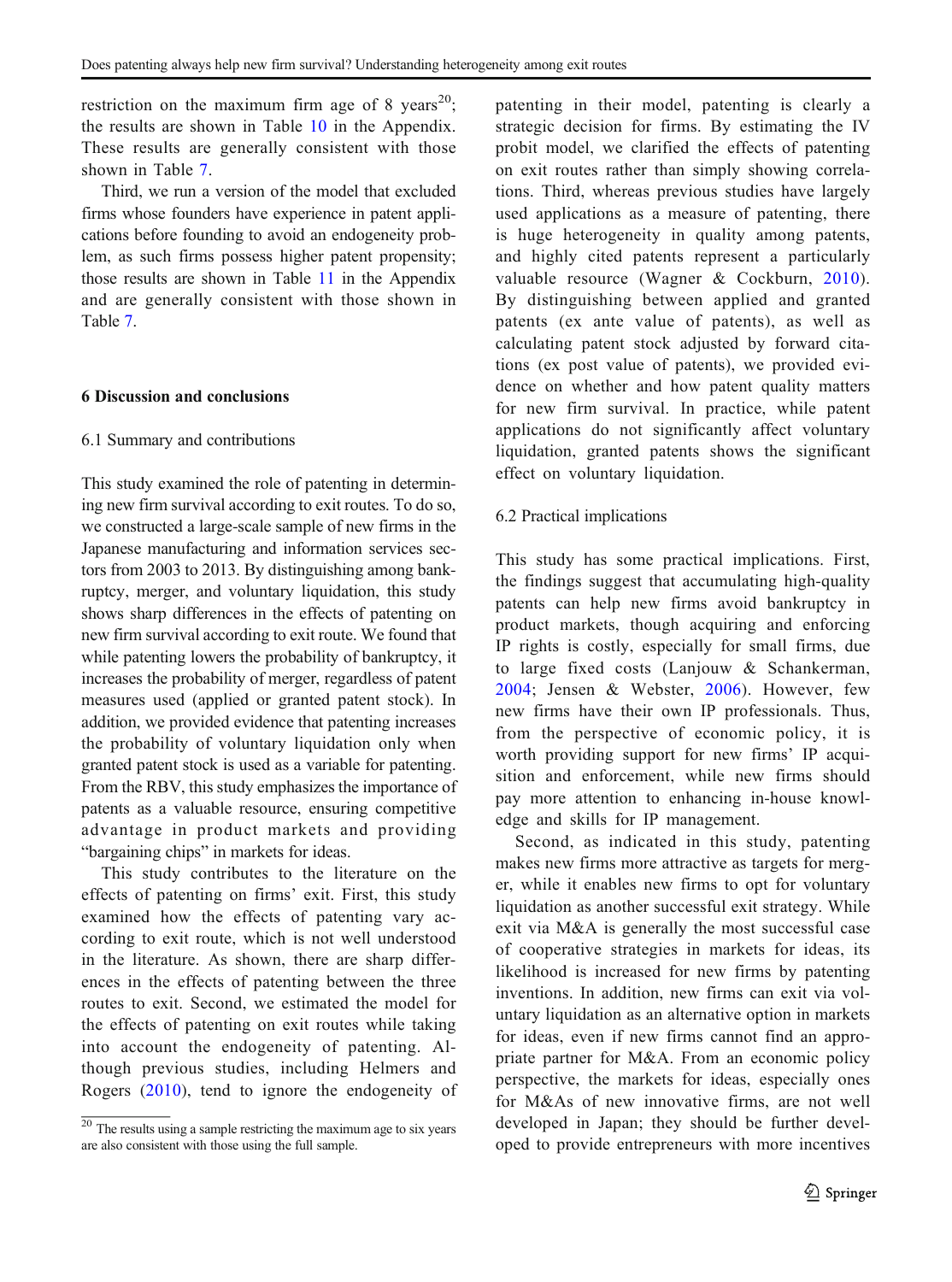restriction on the maximum firm age of 8 years[20]; the results are shown in Table 10 in the Appendix. These results are generally consistent with those shown in Table 7.

Third, we run a version of the model that excluded firms whose founders have experience in patent applications before founding to avoid an endogeneity problem, as such firms possess higher patent propensity; those results are shown in Table 11 in the Appendix and are generally consistent with those shown in Table 7.

## 6 Discussion and conclusions

### 6.1 Summary and contributions

This study examined the role of patenting in determining new firm survival according to exit routes. To do so, we constructed a large-scale sample of new firms in the Japanese manufacturing and information services sectors from 2003 to 2013. By distinguishing among bankruptcy, merger, and voluntary liquidation, this study shows sharp differences in the effects of patenting on new firm survival according to exit route. We found that while patenting lowers the probability of bankruptcy, it increases the probability of merger, regardless of patent measures used (applied or granted patent stock). In addition, we provided evidence that patenting increases the probability of voluntary liquidation only when granted patent stock is used as a variable for patenting. From the RBV, this study emphasizes the importance of patents as a valuable resource, ensuring competitive advantage in product markets and providing "bargaining chips" in markets for ideas.

This study contributes to the literature on the effects of patenting on firms' exit. First, this study examined how the effects of patenting vary according to exit route, which is not well understood in the literature. As shown, there are sharp differences in the effects of patenting between the three routes to exit. Second, we estimated the model for the effects of patenting on exit routes while taking into account the endogeneity of patenting. Although previous studies, including Helmers and Rogers (2010), tend to ignore the endogeneity of patenting in their model, patenting is clearly a strategic decision for firms. By estimating the IV probit model, we clarified the effects of patenting on exit routes rather than simply showing correlations. Third, whereas previous studies have largely used applications as a measure of patenting, there is huge heterogeneity in quality among patents, and highly cited patents represent a particularly valuable resource (Wagner & Cockburn, 2010). By distinguishing between applied and granted patents (ex ante value of patents), as well as calculating patent stock adjusted by forward citations (ex post value of patents), we provided evidence on whether and how patent quality matters for new firm survival. In practice, while patent applications do not significantly affect voluntary liquidation, granted patents shows the significant effect on voluntary liquidation.

### 6.2 Practical implications

This study has some practical implications. First, the findings suggest that accumulating high-quality patents can help new firms avoid bankruptcy in product markets, though acquiring and enforcing IP rights is costly, especially for small firms, due to large fixed costs (Lanjouw & Schankerman, 2004; Jensen & Webster, 2006). However, few new firms have their own IP professionals. Thus, from the perspective of economic policy, it is worth providing support for new firms' IP acquisition and enforcement, while new firms should pay more attention to enhancing in-house knowledge and skills for IP management.

Second, as indicated in this study, patenting makes new firms more attractive as targets for merger, while it enables new firms to opt for voluntary liquidation as another successful exit strategy. While exit via M&A is generally the most successful case of cooperative strategies in markets for ideas, its likelihood is increased for new firms by patenting inventions. In addition, new firms can exit via voluntary liquidation as an alternative option in markets for ideas, even if new firms cannot find an appropriate partner for M&A. From an economic policy perspective, the markets for ideas, especially ones for M&As of new innovative firms, are not well developed in Japan; they should be further developed to provide entrepreneurs with more incentives

[20] The results using a sample restricting the maximum age to six years are also consistent with those using the full sample.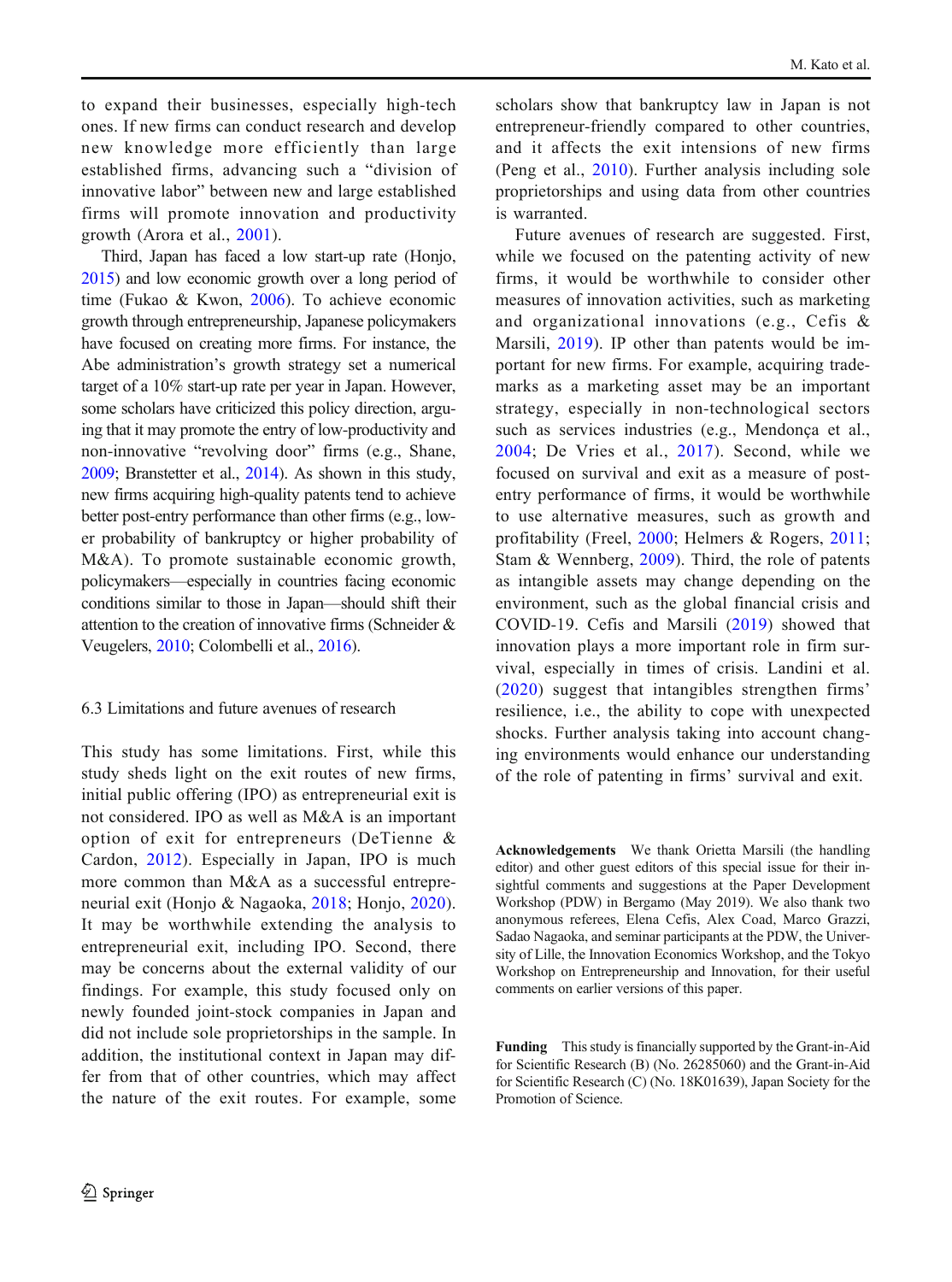to expand their businesses, especially high-tech ones. If new firms can conduct research and develop new knowledge more efficiently than large established firms, advancing such a "division of innovative labor" between new and large established firms will promote innovation and productivity growth (Arora et al., 2001).

Third, Japan has faced a low start-up rate (Honjo, 2015) and low economic growth over a long period of time (Fukao & Kwon, 2006). To achieve economic growth through entrepreneurship, Japanese policymakers have focused on creating more firms. For instance, the Abe administration's growth strategy set a numerical target of a 10% start-up rate per year in Japan. However, some scholars have criticized this policy direction, arguing that it may promote the entry of low-productivity and non-innovative "revolving door" firms (e.g., Shane, 2009; Branstetter et al., 2014). As shown in this study, new firms acquiring high-quality patents tend to achieve better post-entry performance than other firms (e.g., lower probability of bankruptcy or higher probability of M&A). To promote sustainable economic growth, policymakers—especially in countries facing economic conditions similar to those in Japan—should shift their attention to the creation of innovative firms (Schneider & Veugelers, 2010; Colombelli et al., 2016).

### 6.3 Limitations and future avenues of research

This study has some limitations. First, while this study sheds light on the exit routes of new firms, initial public offering (IPO) as entrepreneurial exit is not considered. IPO as well as M&A is an important option of exit for entrepreneurs (DeTienne & Cardon, 2012). Especially in Japan, IPO is much more common than M&A as a successful entrepreneurial exit (Honjo & Nagaoka, 2018; Honjo, 2020). It may be worthwhile extending the analysis to entrepreneurial exit, including IPO. Second, there may be concerns about the external validity of our findings. For example, this study focused only on newly founded joint-stock companies in Japan and did not include sole proprietorships in the sample. In addition, the institutional context in Japan may differ from that of other countries, which may affect the nature of the exit routes. For example, some scholars show that bankruptcy law in Japan is not entrepreneur-friendly compared to other countries, and it affects the exit intensions of new firms (Peng et al., 2010). Further analysis including sole proprietorships and using data from other countries is warranted.

Future avenues of research are suggested. First, while we focused on the patenting activity of new firms, it would be worthwhile to consider other measures of innovation activities, such as marketing and organizational innovations (e.g., Cefis & Marsili, 2019). IP other than patents would be important for new firms. For example, acquiring trademarks as a marketing asset may be an important strategy, especially in non-technological sectors such as services industries (e.g., Mendonça et al., 2004; De Vries et al., 2017). Second, while we focused on survival and exit as a measure of post-entry performance of firms, it would be worthwhile to use alternative measures, such as growth and profitability (Freel, 2000; Helmers & Rogers, 2011; Stam & Wennberg, 2009). Third, the role of patents as intangible assets may change depending on the environment, such as the global financial crisis and COVID-19. Cefis and Marsili (2019) showed that innovation plays a more important role in firm survival, especially in times of crisis. Landini et al. (2020) suggest that intangibles strengthen firms' resilience, i.e., the ability to cope with unexpected shocks. Further analysis taking into account changing environments would enhance our understanding of the role of patenting in firms' survival and exit.

**Acknowledgements** We thank Orietta Marsili (the handling editor) and other guest editors of this special issue for their insightful comments and suggestions at the Paper Development Workshop (PDW) in Bergamo (May 2019). We also thank two anonymous referees, Elena Cefis, Alex Coad, Marco Grazzi, Sadao Nagaoka, and seminar participants at the PDW, the University of Lille, the Innovation Economics Workshop, and the Tokyo Workshop on Entrepreneurship and Innovation, for their useful comments on earlier versions of this paper.

**Funding** This study is financially supported by the Grant-in-Aid for Scientific Research (B) (No. 26285060) and the Grant-in-Aid for Scientific Research (C) (No. 18K01639), Japan Society for the Promotion of Science.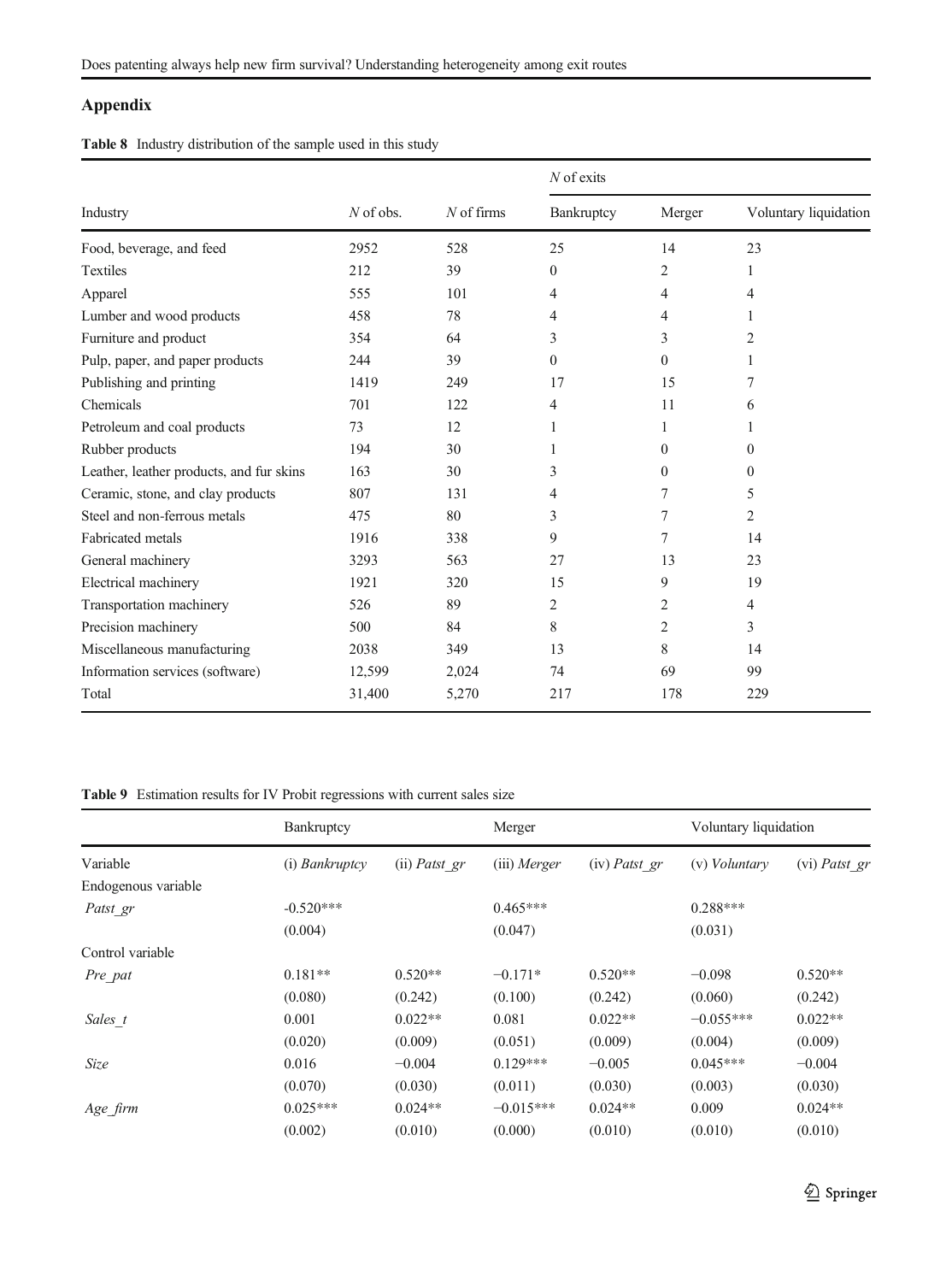## Appendix

**Table 8** Industry distribution of the sample used in this study

| Industry | *N* of obs. | *N* of firms | *N* of exits | | |
|---|---|---|---|---|---|
| | | | Bankruptcy | Merger | Voluntary liquidation |
| Food, beverage, and feed | 2952 | 528 | 25 | 14 | 23 |
| Textiles | 212 | 39 | 0 | 2 | 1 |
| Apparel | 555 | 101 | 4 | 4 | 4 |
| Lumber and wood products | 458 | 78 | 4 | 4 | 1 |
| Furniture and product | 354 | 64 | 3 | 3 | 2 |
| Pulp, paper, and paper products | 244 | 39 | 0 | 0 | 1 |
| Publishing and printing | 1419 | 249 | 17 | 15 | 7 |
| Chemicals | 701 | 122 | 4 | 11 | 6 |
| Petroleum and coal products | 73 | 12 | 1 | 1 | 1 |
| Rubber products | 194 | 30 | 1 | 0 | 0 |
| Leather, leather products, and fur skins | 163 | 30 | 3 | 0 | 0 |
| Ceramic, stone, and clay products | 807 | 131 | 4 | 7 | 5 |
| Steel and non-ferrous metals | 475 | 80 | 3 | 7 | 2 |
| Fabricated metals | 1916 | 338 | 9 | 7 | 14 |
| General machinery | 3293 | 563 | 27 | 13 | 23 |
| Electrical machinery | 1921 | 320 | 15 | 9 | 19 |
| Transportation machinery | 526 | 89 | 2 | 2 | 4 |
| Precision machinery | 500 | 84 | 8 | 2 | 3 |
| Miscellaneous manufacturing | 2038 | 349 | 13 | 8 | 14 |
| Information services (software) | 12,599 | 2,024 | 74 | 69 | 99 |
| Total | 31,400 | 5,270 | 217 | 178 | 229 |

**Table 9** Estimation results for IV Probit regressions with current sales size

| | Bankruptcy | | Merger | | Voluntary liquidation | |
|---|---|---|---|---|---|---|
| Variable | (i) *Bankruptcy* | (ii) *Patst_gr* | (iii) *Merger* | (iv) *Patst_gr* | (v) *Voluntary* | (vi) *Patst_gr* |
| Endogenous variable | | | | | | |
| *Patst_gr* | -0.520*** | | 0.465*** | | 0.288*** | |
| | (0.004) | | (0.047) | | (0.031) | |
| Control variable | | | | | | |
| *Pre_pat* | 0.181** | 0.520** | −0.171* | 0.520** | −0.098 | 0.520** |
| | (0.080) | (0.242) | (0.100) | (0.242) | (0.060) | (0.242) |
| *Sales_t* | 0.001 | 0.022** | 0.081 | 0.022** | −0.055*** | 0.022** |
| | (0.020) | (0.009) | (0.051) | (0.009) | (0.004) | (0.009) |
| *Size* | 0.016 | −0.004 | 0.129*** | −0.005 | 0.045*** | −0.004 |
| | (0.070) | (0.030) | (0.011) | (0.030) | (0.003) | (0.030) |
| *Age_firm* | 0.025*** | 0.024** | −0.015*** | 0.024** | 0.009 | 0.024** |
| | (0.002) | (0.010) | (0.000) | (0.010) | (0.010) | (0.010) |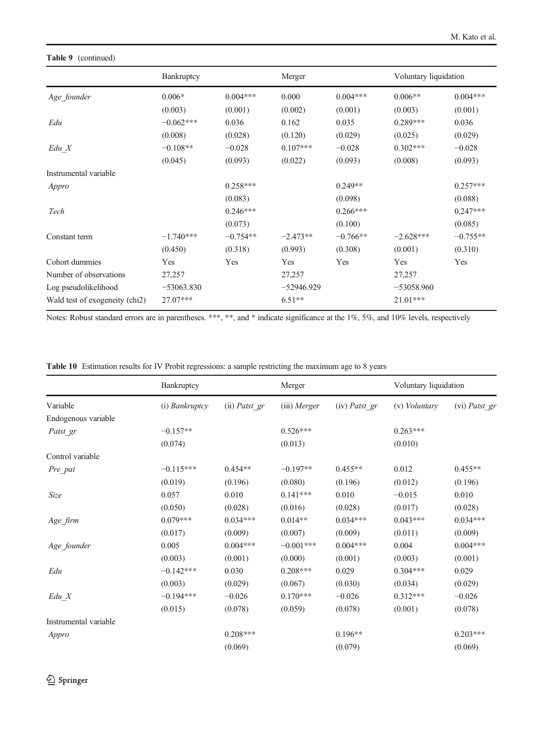**Table 9** (continued)

| | Bankruptcy | | Merger | | Voluntary liquidation | |
|---|---|---|---|---|---|---|
| *Age_founder* | 0.006* | 0.004*** | 0.000 | 0.004*** | 0.006** | 0.004*** |
| | (0.003) | (0.001) | (0.002) | (0.001) | (0.003) | (0.001) |
| *Edu* | −0.062*** | 0.036 | 0.162 | 0.035 | 0.289*** | 0.036 |
| | (0.008) | (0.028) | (0.120) | (0.029) | (0.025) | (0.029) |
| *Edu_X* | −0.108** | −0.028 | 0.107*** | −0.028 | 0.302*** | −0.028 |
| | (0.045) | (0.093) | (0.022) | (0.093) | (0.008) | (0.093) |
| Instrumental variable | | | | | | |
| *Appro* | | 0.258*** | | 0.249** | | 0.257*** |
| | | (0.083) | | (0.098) | | (0.088) |
| *Tech* | | 0.246*** | | 0.266*** | | 0.247*** |
| | | (0.073) | | (0.100) | | (0.085) |
| Constant term | −1.740*** | −0.754** | −2.473** | −0.766** | −2.628*** | −0.755** |
| | (0.450) | (0.318) | (0.993) | (0.308) | (0.001) | (0.310) |
| Cohort dummies | Yes | Yes | Yes | Yes | Yes | Yes |
| Number of observations | 27,257 | | 27,257 | | 27,257 | |
| Log pseudolikelihood | −53063.830 | | −52946.929 | | −53058.960 | |
| Wald test of exogeneity (chi2) | 27.07*** | | 6.51** | | 21.01*** | |

Notes: Robust standard errors are in parentheses. ***, **, and * indicate significance at the 1%, 5%, and 10% levels, respectively

**Table 10** Estimation results for IV Probit regressions: a sample restricting the maximum age to 8 years

| | Bankruptcy | | Merger | | Voluntary liquidation | |
|---|---|---|---|---|---|---|
| Variable | (i) *Bankruptcy* | (ii) *Patst_gr* | (iii) *Merger* | (iv) *Patst_gr* | (v) *Voluntary* | (vi) *Patst_gr* |
| Endogenous variable | | | | | | |
| *Patst_gr* | −0.157** | | 0.526*** | | 0.263*** | |
| | (0.074) | | (0.013) | | (0.010) | |
| Control variable | | | | | | |
| *Pre_pat* | −0.115*** | 0.454** | −0.197** | 0.455** | 0.012 | 0.455** |
| | (0.019) | (0.196) | (0.080) | (0.196) | (0.012) | (0.196) |
| *Size* | 0.057 | 0.010 | 0.141*** | 0.010 | −0.015 | 0.010 |
| | (0.050) | (0.028) | (0.016) | (0.028) | (0.017) | (0.028) |
| *Age_firm* | 0.079*** | 0.034*** | 0.014** | 0.034*** | 0.043*** | 0.034*** |
| | (0.017) | (0.009) | (0.007) | (0.009) | (0.011) | (0.009) |
| *Age_founder* | 0.005 | 0.004*** | −0.001*** | 0.004*** | 0.004 | 0.004*** |
| | (0.003) | (0.001) | (0.000) | (0.001) | (0.003) | (0.001) |
| *Edu* | −0.142*** | 0.030 | 0.208*** | 0.029 | 0.304*** | 0.029 |
| | (0.003) | (0.029) | (0.067) | (0.030) | (0.034) | (0.029) |
| *Edu_X* | −0.194*** | −0.026 | 0.170*** | −0.026 | 0.312*** | −0.026 |
| | (0.015) | (0.078) | (0.059) | (0.078) | (0.001) | (0.078) |
| Instrumental variable | | | | | | |
| *Appro* | | 0.208*** | | 0.196** | | 0.203*** |
| | | (0.069) | | (0.079) | | (0.069) |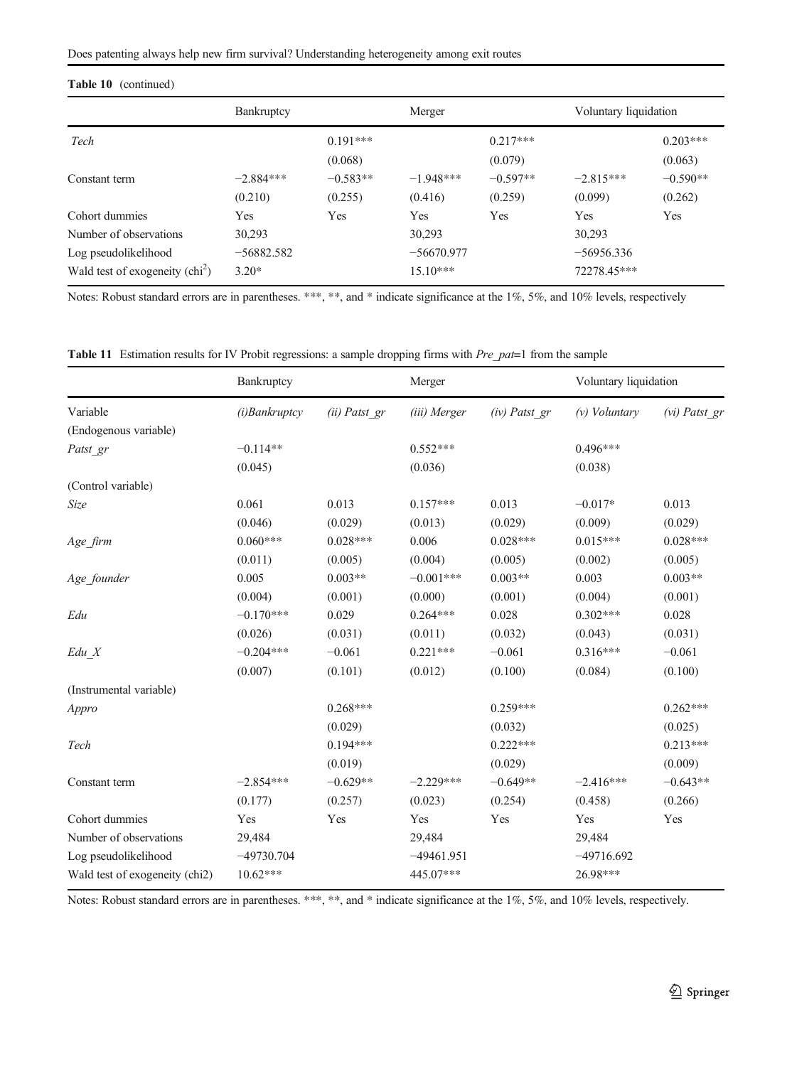**Table 10** (continued)

| | Bankruptcy | | Merger | | Voluntary liquidation | |
|---|---|---|---|---|---|---|
| *Tech* | | 0.191*** | | 0.217*** | | 0.203*** |
| | | (0.068) | | (0.079) | | (0.063) |
| Constant term | −2.884*** | −0.583** | −1.948*** | −0.597** | −2.815*** | −0.590** |
| | (0.210) | (0.255) | (0.416) | (0.259) | (0.099) | (0.262) |
| Cohort dummies | Yes | Yes | Yes | Yes | Yes | Yes |
| Number of observations | 30,293 | | 30,293 | | 30,293 | |
| Log pseudolikelihood | −56882.582 | | −56670.977 | | −56956.336 | |
| Wald test of exogeneity ($chi^2$) | 3.20* | | 15.10*** | | 72278.45*** | |

Notes: Robust standard errors are in parentheses. ***, **, and * indicate significance at the 1%, 5%, and 10% levels, respectively

**Table 11** Estimation results for IV Probit regressions: a sample dropping firms with *Pre_pat*=1 from the sample

| | Bankruptcy | | Merger | | Voluntary liquidation | |
|---|---|---|---|---|---|---|
| Variable | *(i)Bankruptcy* | *(ii) Patst_gr* | *(iii) Merger* | *(iv) Patst_gr* | *(v) Voluntary* | *(vi) Patst_gr* |
| (Endogenous variable) | | | | | | |
| *Patst_gr* | −0.114** | | 0.552*** | | 0.496*** | |
| | (0.045) | | (0.036) | | (0.038) | |
| (Control variable) | | | | | | |
| *Size* | 0.061 | 0.013 | 0.157*** | 0.013 | −0.017* | 0.013 |
| | (0.046) | (0.029) | (0.013) | (0.029) | (0.009) | (0.029) |
| *Age_firm* | 0.060*** | 0.028*** | 0.006 | 0.028*** | 0.015*** | 0.028*** |
| | (0.011) | (0.005) | (0.004) | (0.005) | (0.002) | (0.005) |
| *Age_founder* | 0.005 | 0.003** | −0.001*** | 0.003** | 0.003 | 0.003** |
| | (0.004) | (0.001) | (0.000) | (0.001) | (0.004) | (0.001) |
| *Edu* | −0.170*** | 0.029 | 0.264*** | 0.028 | 0.302*** | 0.028 |
| | (0.026) | (0.031) | (0.011) | (0.032) | (0.043) | (0.031) |
| *Edu_X* | −0.204*** | −0.061 | 0.221*** | −0.061 | 0.316*** | −0.061 |
| | (0.007) | (0.101) | (0.012) | (0.100) | (0.084) | (0.100) |
| (Instrumental variable) | | | | | | |
| *Appro* | | 0.268*** | | 0.259*** | | 0.262*** |
| | | (0.029) | | (0.032) | | (0.025) |
| *Tech* | | 0.194*** | | 0.222*** | | 0.213*** |
| | | (0.019) | | (0.029) | | (0.009) |
| Constant term | −2.854*** | −0.629** | −2.229*** | −0.649** | −2.416*** | −0.643** |
| | (0.177) | (0.257) | (0.023) | (0.254) | (0.458) | (0.266) |
| Cohort dummies | Yes | Yes | Yes | Yes | Yes | Yes |
| Number of observations | 29,484 | | 29,484 | | 29,484 | |
| Log pseudolikelihood | −49730.704 | | −49461.951 | | −49716.692 | |
| Wald test of exogeneity (chi2) | 10.62*** | | 445.07*** | | 26.98*** | |

Notes: Robust standard errors are in parentheses. ***, **, and * indicate significance at the 1%, 5%, and 10% levels, respectively.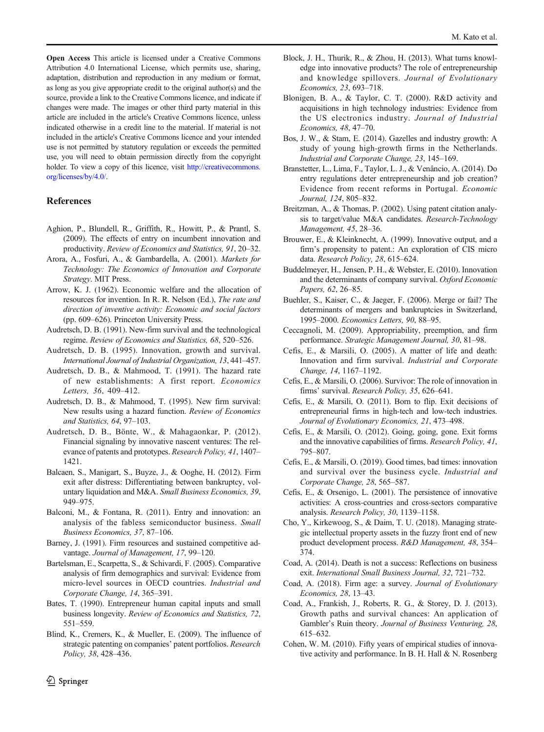**Open Access** This article is licensed under a Creative Commons Attribution 4.0 International License, which permits use, sharing, adaptation, distribution and reproduction in any medium or format, as long as you give appropriate credit to the original author(s) and the source, provide a link to the Creative Commons licence, and indicate if changes were made. The images or other third party material in this article are included in the article's Creative Commons licence, unless indicated otherwise in a credit line to the material. If material is not included in the article's Creative Commons licence and your intended use is not permitted by statutory regulation or exceeds the permitted use, you will need to obtain permission directly from the copyright holder. To view a copy of this licence, visit http://creativecommons.org/licenses/by/4.0/.

## References

Aghion, P., Blundell, R., Griffith, R., Howitt, P., & Prantl, S. (2009). The effects of entry on incumbent innovation and productivity. *Review of Economics and Statistics, 91*, 20–32.

Arora, A., Fosfuri, A., & Gambardella, A. (2001). *Markets for Technology: The Economics of Innovation and Corporate Strategy*. MIT Press.

Arrow, K. J. (1962). Economic welfare and the allocation of resources for invention. In R. R. Nelson (Ed.), *The rate and direction of inventive activity: Economic and social factors* (pp. 609–626). Princeton University Press.

Audretsch, D. B. (1991). New-firm survival and the technological regime. *Review of Economics and Statistics, 68*, 520–526.

Audretsch, D. B. (1995). Innovation, growth and survival. *International Journal of Industrial Organization, 13*, 441–457.

Audretsch, D. B., & Mahmood, T. (1991). The hazard rate of new establishments: A first report. *Economics Letters, 36*, 409–412.

Audretsch, D. B., & Mahmood, T. (1995). New firm survival: New results using a hazard function. *Review of Economics and Statistics, 64*, 97–103.

Audretsch, D. B., Bönte, W., & Mahagaonkar, P. (2012). Financial signaling by innovative nascent ventures: The relevance of patents and prototypes. *Research Policy, 41*, 1407–1421.

Balcaen, S., Manigart, S., Buyze, J., & Ooghe, H. (2012). Firm exit after distress: Differentiating between bankruptcy, voluntary liquidation and M&A. *Small Business Economics, 39*, 949–975.

Balconi, M., & Fontana, R. (2011). Entry and innovation: an analysis of the fabless semiconductor business. *Small Business Economics, 37*, 87–106.

Barney, J. (1991). Firm resources and sustained competitive advantage. *Journal of Management, 17*, 99–120.

Bartelsman, E., Scarpetta, S., & Schivardi, F. (2005). Comparative analysis of firm demographics and survival: Evidence from micro-level sources in OECD countries. *Industrial and Corporate Change, 14*, 365–391.

Bates, T. (1990). Entrepreneur human capital inputs and small business longevity. *Review of Economics and Statistics, 72*, 551–559.

Blind, K., Cremers, K., & Mueller, E. (2009). The influence of strategic patenting on companies' patent portfolios. *Research Policy, 38*, 428–436.

Block, J. H., Thurik, R., & Zhou, H. (2013). What turns knowledge into innovative products? The role of entrepreneurship and knowledge spillovers. *Journal of Evolutionary Economics, 23*, 693–718.

Blonigen, B. A., & Taylor, C. T. (2000). R&D activity and acquisitions in high technology industries: Evidence from the US electronics industry. *Journal of Industrial Economics, 48*, 47–70.

Bos, J. W., & Stam, E. (2014). Gazelles and industry growth: A study of young high-growth firms in the Netherlands. *Industrial and Corporate Change, 23*, 145–169.

Branstetter, L., Lima, F., Taylor, L. J., & Venâncio, A. (2014). Do entry regulations deter entrepreneurship and job creation? Evidence from recent reforms in Portugal. *Economic Journal, 124*, 805–832.

Breitzman, A., & Thomas, P. (2002). Using patent citation analysis to target/value M&A candidates. *Research-Technology Management, 45*, 28–36.

Brouwer, E., & Kleinknecht, A. (1999). Innovative output, and a firm's propensity to patent.: An exploration of CIS micro data. *Research Policy, 28*, 615–624.

Buddelmeyer, H., Jensen, P. H., & Webster, E. (2010). Innovation and the determinants of company survival. *Oxford Economic Papers, 62*, 26–85.

Buehler, S., Kaiser, C., & Jaeger, F. (2006). Merge or fail? The determinants of mergers and bankruptcies in Switzerland, 1995–2000. *Economics Letters, 90*, 88–95.

Ceccagnoli, M. (2009). Appropriability, preemption, and firm performance. *Strategic Management Journal, 30*, 81–98.

Cefis, E., & Marsili, O. (2005). A matter of life and death: Innovation and firm survival. *Industrial and Corporate Change, 14*, 1167–1192.

Cefis, E., & Marsili, O. (2006). Survivor: The role of innovation in firms' survival. *Research Policy, 35*, 626–641.

Cefis, E., & Marsili, O. (2011). Born to flip. Exit decisions of entrepreneurial firms in high-tech and low-tech industries. *Journal of Evolutionary Economics, 21*, 473–498.

Cefis, E., & Marsili, O. (2012). Going, going, gone. Exit forms and the innovative capabilities of firms. *Research Policy, 41*, 795–807.

Cefis, E., & Marsili, O. (2019). Good times, bad times: innovation and survival over the business cycle. *Industrial and Corporate Change, 28*, 565–587.

Cefis, E., & Orsenigo, L. (2001). The persistence of innovative activities: A cross-countries and cross-sectors comparative analysis. *Research Policy, 30*, 1139–1158.

Cho, Y., Kirkewoog, S., & Daim, T. U. (2018). Managing strategic intellectual property assets in the fuzzy front end of new product development process. *R&D Management, 48*, 354–374.

Coad, A. (2014). Death is not a success: Reflections on business exit. *International Small Business Journal, 32*, 721–732.

Coad, A. (2018). Firm age: a survey. *Journal of Evolutionary Economics, 28*, 13–43.

Coad, A., Frankish, J., Roberts, R. G., & Storey, D. J. (2013). Growth paths and survival chances: An application of Gambler's Ruin theory. *Journal of Business Venturing, 28*, 615–632.

Cohen, W. M. (2010). Fifty years of empirical studies of innovative activity and performance. In B. H. Hall & N. Rosenberg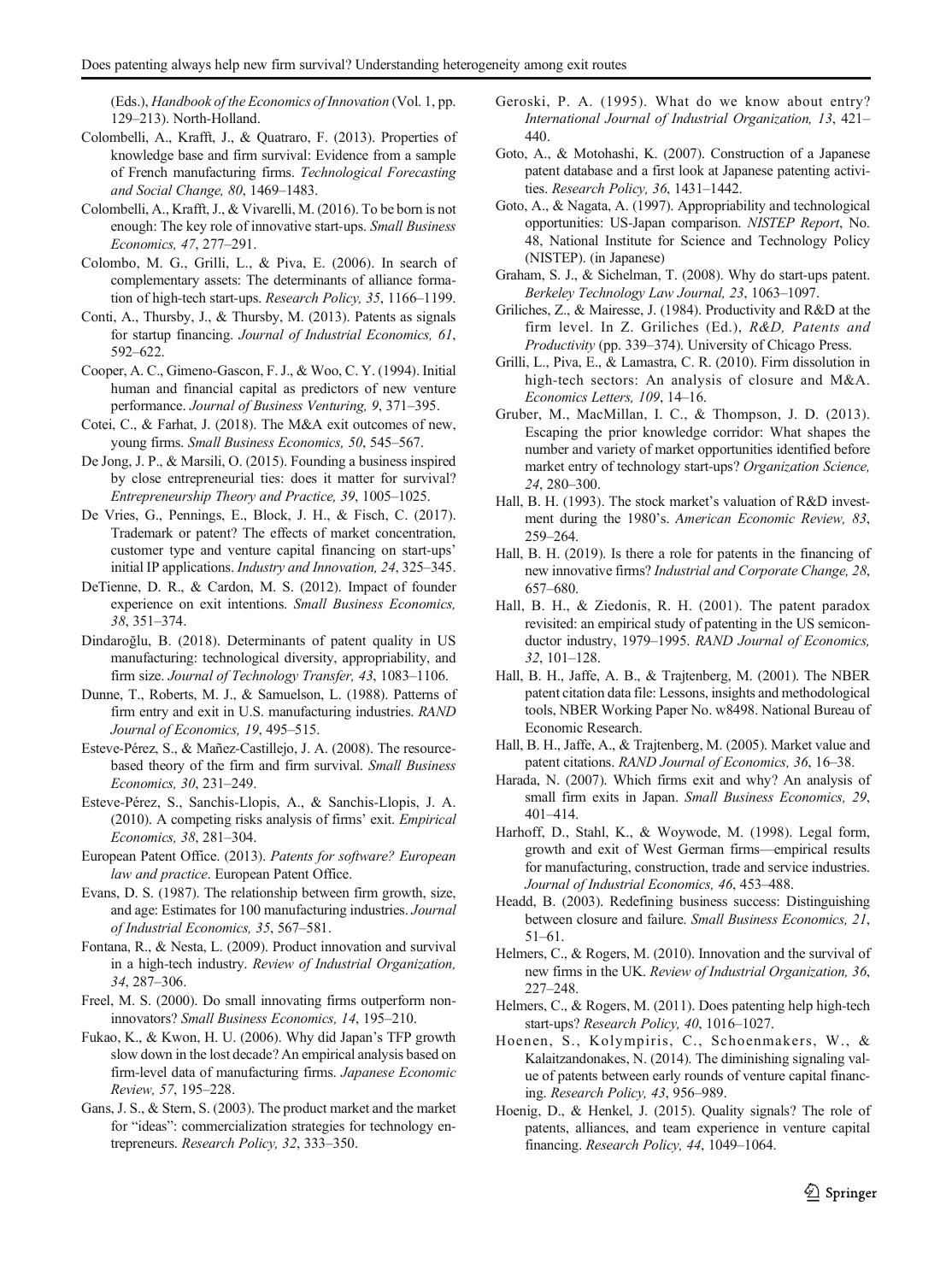(Eds.), *Handbook of the Economics of Innovation* (Vol. 1, pp. 129–213). North-Holland.

Colombelli, A., Krafft, J., & Quatraro, F. (2013). Properties of knowledge base and firm survival: Evidence from a sample of French manufacturing firms. *Technological Forecasting and Social Change, 80*, 1469–1483.

Colombelli, A., Krafft, J., & Vivarelli, M. (2016). To be born is not enough: The key role of innovative start-ups. *Small Business Economics, 47*, 277–291.

Colombo, M. G., Grilli, L., & Piva, E. (2006). In search of complementary assets: The determinants of alliance formation of high-tech start-ups. *Research Policy, 35*, 1166–1199.

Conti, A., Thursby, J., & Thursby, M. (2013). Patents as signals for startup financing. *Journal of Industrial Economics, 61*, 592–622.

Cooper, A. C., Gimeno-Gascon, F. J., & Woo, C. Y. (1994). Initial human and financial capital as predictors of new venture performance. *Journal of Business Venturing, 9*, 371–395.

Cotei, C., & Farhat, J. (2018). The M&A exit outcomes of new, young firms. *Small Business Economics, 50*, 545–567.

De Jong, J. P., & Marsili, O. (2015). Founding a business inspired by close entrepreneurial ties: does it matter for survival? *Entrepreneurship Theory and Practice, 39*, 1005–1025.

De Vries, G., Pennings, E., Block, J. H., & Fisch, C. (2017). Trademark or patent? The effects of market concentration, customer type and venture capital financing on start-ups' initial IP applications. *Industry and Innovation, 24*, 325–345.

DeTienne, D. R., & Cardon, M. S. (2012). Impact of founder experience on exit intentions. *Small Business Economics, 38*, 351–374.

Dindaroğlu, B. (2018). Determinants of patent quality in US manufacturing: technological diversity, appropriability, and firm size. *Journal of Technology Transfer, 43*, 1083–1106.

Dunne, T., Roberts, M. J., & Samuelson, L. (1988). Patterns of firm entry and exit in U.S. manufacturing industries. *RAND Journal of Economics, 19*, 495–515.

Esteve-Pérez, S., & Mañez-Castillejo, J. A. (2008). The resource-based theory of the firm and firm survival. *Small Business Economics, 30*, 231–249.

Esteve-Pérez, S., Sanchis-Llopis, A., & Sanchis-Llopis, J. A. (2010). A competing risks analysis of firms' exit. *Empirical Economics, 38*, 281–304.

European Patent Office. (2013). *Patents for software? European law and practice*. European Patent Office.

Evans, D. S. (1987). The relationship between firm growth, size, and age: Estimates for 100 manufacturing industries. *Journal of Industrial Economics, 35*, 567–581.

Fontana, R., & Nesta, L. (2009). Product innovation and survival in a high-tech industry. *Review of Industrial Organization, 34*, 287–306.

Freel, M. S. (2000). Do small innovating firms outperform non-innovators? *Small Business Economics, 14*, 195–210.

Fukao, K., & Kwon, H. U. (2006). Why did Japan's TFP growth slow down in the lost decade? An empirical analysis based on firm-level data of manufacturing firms. *Japanese Economic Review, 57*, 195–228.

Gans, J. S., & Stern, S. (2003). The product market and the market for "ideas": commercialization strategies for technology entrepreneurs. *Research Policy, 32*, 333–350.

Geroski, P. A. (1995). What do we know about entry? *International Journal of Industrial Organization, 13*, 421–440.

Goto, A., & Motohashi, K. (2007). Construction of a Japanese patent database and a first look at Japanese patenting activities. *Research Policy, 36*, 1431–1442.

Goto, A., & Nagata, A. (1997). Appropriability and technological opportunities: US-Japan comparison. *NISTEP Report*, No. 48, National Institute for Science and Technology Policy (NISTEP). (in Japanese)

Graham, S. J., & Sichelman, T. (2008). Why do start-ups patent. *Berkeley Technology Law Journal, 23*, 1063–1097.

Griliches, Z., & Mairesse, J. (1984). Productivity and R&D at the firm level. In Z. Griliches (Ed.), *R&D, Patents and Productivity* (pp. 339–374). University of Chicago Press.

Grilli, L., Piva, E., & Lamastra, C. R. (2010). Firm dissolution in high-tech sectors: An analysis of closure and M&A. *Economics Letters, 109*, 14–16.

Gruber, M., MacMillan, I. C., & Thompson, J. D. (2013). Escaping the prior knowledge corridor: What shapes the number and variety of market opportunities identified before market entry of technology start-ups? *Organization Science, 24*, 280–300.

Hall, B. H. (1993). The stock market's valuation of R&D investment during the 1980's. *American Economic Review, 83*, 259–264.

Hall, B. H. (2019). Is there a role for patents in the financing of new innovative firms? *Industrial and Corporate Change, 28*, 657–680.

Hall, B. H., & Ziedonis, R. H. (2001). The patent paradox revisited: an empirical study of patenting in the US semiconductor industry, 1979–1995. *RAND Journal of Economics, 32*, 101–128.

Hall, B. H., Jaffe, A. B., & Trajtenberg, M. (2001). The NBER patent citation data file: Lessons, insights and methodological tools, NBER Working Paper No. w8498. National Bureau of Economic Research.

Hall, B. H., Jaffe, A., & Trajtenberg, M. (2005). Market value and patent citations. *RAND Journal of Economics, 36*, 16–38.

Harada, N. (2007). Which firms exit and why? An analysis of small firm exits in Japan. *Small Business Economics, 29*, 401–414.

Harhoff, D., Stahl, K., & Woywode, M. (1998). Legal form, growth and exit of West German firms—empirical results for manufacturing, construction, trade and service industries. *Journal of Industrial Economics, 46*, 453–488.

Headd, B. (2003). Redefining business success: Distinguishing between closure and failure. *Small Business Economics, 21*, 51–61.

Helmers, C., & Rogers, M. (2010). Innovation and the survival of new firms in the UK. *Review of Industrial Organization, 36*, 227–248.

Helmers, C., & Rogers, M. (2011). Does patenting help high-tech start-ups? *Research Policy, 40*, 1016–1027.

Hoenen, S., Kolympiris, C., Schoenmakers, W., & Kalaitzandonakes, N. (2014). The diminishing signaling value of patents between early rounds of venture capital financing. *Research Policy, 43*, 956–989.

Hoenig, D., & Henkel, J. (2015). Quality signals? The role of patents, alliances, and team experience in venture capital financing. *Research Policy, 44*, 1049–1064.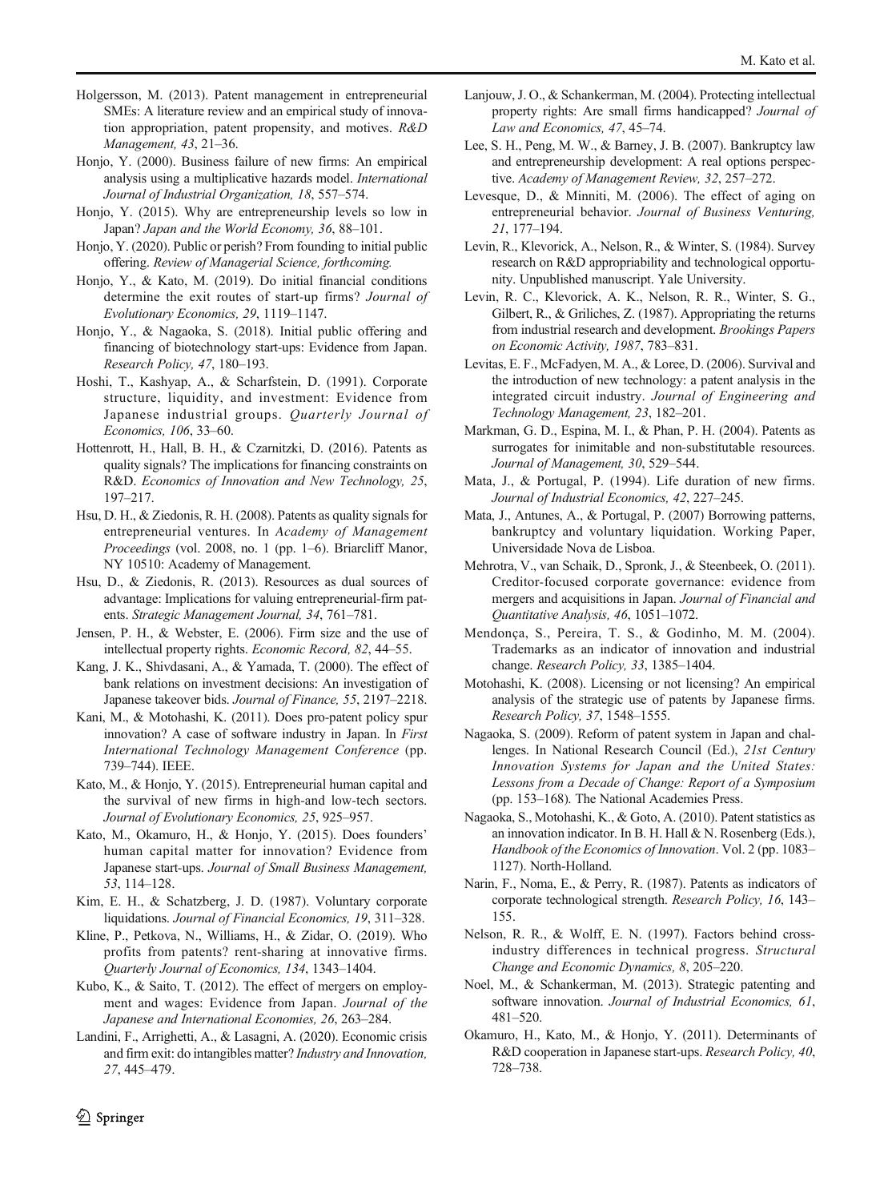Holgersson, M. (2013). Patent management in entrepreneurial SMEs: A literature review and an empirical study of innovation appropriation, patent propensity, and motives. *R&D Management, 43*, 21–36.

Honjo, Y. (2000). Business failure of new firms: An empirical analysis using a multiplicative hazards model. *International Journal of Industrial Organization, 18*, 557–574.

Honjo, Y. (2015). Why are entrepreneurship levels so low in Japan? *Japan and the World Economy, 36*, 88–101.

Honjo, Y. (2020). Public or perish? From founding to initial public offering. *Review of Managerial Science, forthcoming.*

Honjo, Y., & Kato, M. (2019). Do initial financial conditions determine the exit routes of start-up firms? *Journal of Evolutionary Economics, 29*, 1119–1147.

Honjo, Y., & Nagaoka, S. (2018). Initial public offering and financing of biotechnology start-ups: Evidence from Japan. *Research Policy, 47*, 180–193.

Hoshi, T., Kashyap, A., & Scharfstein, D. (1991). Corporate structure, liquidity, and investment: Evidence from Japanese industrial groups. *Quarterly Journal of Economics, 106*, 33–60.

Hottenrott, H., Hall, B. H., & Czarnitzki, D. (2016). Patents as quality signals? The implications for financing constraints on R&D. *Economics of Innovation and New Technology, 25*, 197–217.

Hsu, D. H., & Ziedonis, R. H. (2008). Patents as quality signals for entrepreneurial ventures. In *Academy of Management Proceedings* (vol. 2008, no. 1 (pp. 1–6). Briarcliff Manor, NY 10510: Academy of Management.

Hsu, D., & Ziedonis, R. (2013). Resources as dual sources of advantage: Implications for valuing entrepreneurial-firm patents. *Strategic Management Journal, 34*, 761–781.

Jensen, P. H., & Webster, E. (2006). Firm size and the use of intellectual property rights. *Economic Record, 82*, 44–55.

Kang, J. K., Shivdasani, A., & Yamada, T. (2000). The effect of bank relations on investment decisions: An investigation of Japanese takeover bids. *Journal of Finance, 55*, 2197–2218.

Kani, M., & Motohashi, K. (2011). Does pro-patent policy spur innovation? A case of software industry in Japan. In *First International Technology Management Conference* (pp. 739–744). IEEE.

Kato, M., & Honjo, Y. (2015). Entrepreneurial human capital and the survival of new firms in high-and low-tech sectors. *Journal of Evolutionary Economics, 25*, 925–957.

Kato, M., Okamuro, H., & Honjo, Y. (2015). Does founders' human capital matter for innovation? Evidence from Japanese start-ups. *Journal of Small Business Management, 53*, 114–128.

Kim, E. H., & Schatzberg, J. D. (1987). Voluntary corporate liquidations. *Journal of Financial Economics, 19*, 311–328.

Kline, P., Petkova, N., Williams, H., & Zidar, O. (2019). Who profits from patents? rent-sharing at innovative firms. *Quarterly Journal of Economics, 134*, 1343–1404.

Kubo, K., & Saito, T. (2012). The effect of mergers on employment and wages: Evidence from Japan. *Journal of the Japanese and International Economies, 26*, 263–284.

Landini, F., Arrighetti, A., & Lasagni, A. (2020). Economic crisis and firm exit: do intangibles matter? *Industry and Innovation, 27*, 445–479.

Lanjouw, J. O., & Schankerman, M. (2004). Protecting intellectual property rights: Are small firms handicapped? *Journal of Law and Economics, 47*, 45–74.

Lee, S. H., Peng, M. W., & Barney, J. B. (2007). Bankruptcy law and entrepreneurship development: A real options perspective. *Academy of Management Review, 32*, 257–272.

Levesque, D., & Minniti, M. (2006). The effect of aging on entrepreneurial behavior. *Journal of Business Venturing, 21*, 177–194.

Levin, R., Klevorick, A., Nelson, R., & Winter, S. (1984). Survey research on R&D appropriability and technological opportunity. Unpublished manuscript. Yale University.

Levin, R. C., Klevorick, A. K., Nelson, R. R., Winter, S. G., Gilbert, R., & Griliches, Z. (1987). Appropriating the returns from industrial research and development. *Brookings Papers on Economic Activity, 1987*, 783–831.

Levitas, E. F., McFadyen, M. A., & Loree, D. (2006). Survival and the introduction of new technology: a patent analysis in the integrated circuit industry. *Journal of Engineering and Technology Management, 23*, 182–201.

Markman, G. D., Espina, M. I., & Phan, P. H. (2004). Patents as surrogates for inimitable and non-substitutable resources. *Journal of Management, 30*, 529–544.

Mata, J., & Portugal, P. (1994). Life duration of new firms. *Journal of Industrial Economics, 42*, 227–245.

Mata, J., Antunes, A., & Portugal, P. (2007) Borrowing patterns, bankruptcy and voluntary liquidation. Working Paper, Universidade Nova de Lisboa.

Mehrotra, V., van Schaik, D., Spronk, J., & Steenbeek, O. (2011). Creditor-focused corporate governance: evidence from mergers and acquisitions in Japan. *Journal of Financial and Quantitative Analysis, 46*, 1051–1072.

Mendonça, S., Pereira, T. S., & Godinho, M. M. (2004). Trademarks as an indicator of innovation and industrial change. *Research Policy, 33*, 1385–1404.

Motohashi, K. (2008). Licensing or not licensing? An empirical analysis of the strategic use of patents by Japanese firms. *Research Policy, 37*, 1548–1555.

Nagaoka, S. (2009). Reform of patent system in Japan and challenges. In National Research Council (Ed.), *21st Century Innovation Systems for Japan and the United States: Lessons from a Decade of Change: Report of a Symposium* (pp. 153–168). The National Academies Press.

Nagaoka, S., Motohashi, K., & Goto, A. (2010). Patent statistics as an innovation indicator. In B. H. Hall & N. Rosenberg (Eds.), *Handbook of the Economics of Innovation*. Vol. 2 (pp. 1083–1127). North-Holland.

Narin, F., Noma, E., & Perry, R. (1987). Patents as indicators of corporate technological strength. *Research Policy, 16*, 143–155.

Nelson, R. R., & Wolff, E. N. (1997). Factors behind cross-industry differences in technical progress. *Structural Change and Economic Dynamics, 8*, 205–220.

Noel, M., & Schankerman, M. (2013). Strategic patenting and software innovation. *Journal of Industrial Economics, 61*, 481–520.

Okamuro, H., Kato, M., & Honjo, Y. (2011). Determinants of R&D cooperation in Japanese start-ups. *Research Policy, 40*, 728–738.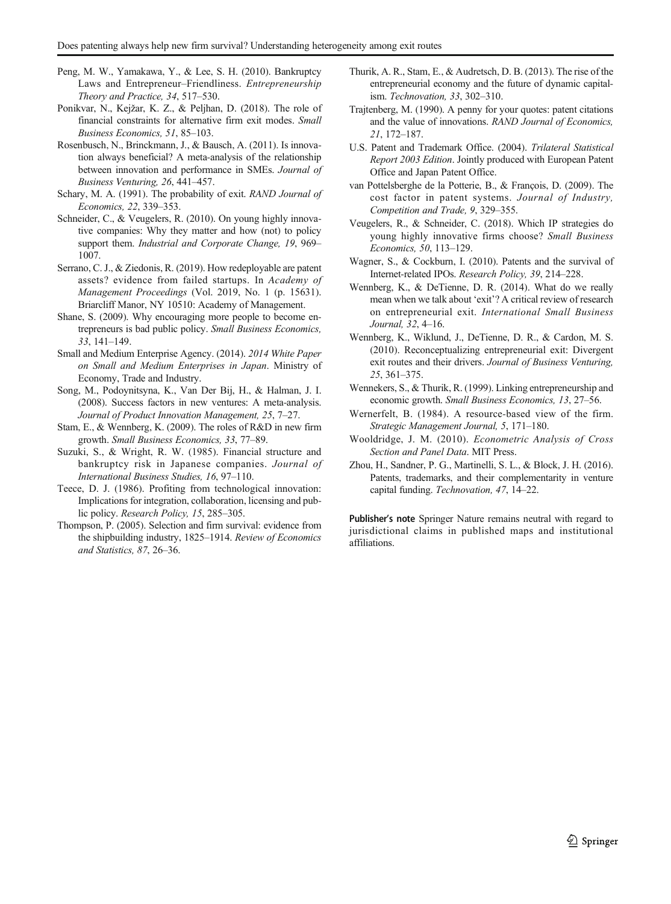Peng, M. W., Yamakawa, Y., & Lee, S. H. (2010). Bankruptcy Laws and Entrepreneur–Friendliness. *Entrepreneurship Theory and Practice, 34*, 517–530.

Ponikvar, N., Kejžar, K. Z., & Peljhan, D. (2018). The role of financial constraints for alternative firm exit modes. *Small Business Economics, 51*, 85–103.

Rosenbusch, N., Brinckmann, J., & Bausch, A. (2011). Is innovation always beneficial? A meta-analysis of the relationship between innovation and performance in SMEs. *Journal of Business Venturing, 26*, 441–457.

Schary, M. A. (1991). The probability of exit. *RAND Journal of Economics, 22*, 339–353.

Schneider, C., & Veugelers, R. (2010). On young highly innovative companies: Why they matter and how (not) to policy support them. *Industrial and Corporate Change, 19*, 969–1007.

Serrano, C. J., & Ziedonis, R. (2019). How redeployable are patent assets? evidence from failed startups. In *Academy of Management Proceedings* (Vol. 2019, No. 1 (p. 15631). Briarcliff Manor, NY 10510: Academy of Management.

Shane, S. (2009). Why encouraging more people to become entrepreneurs is bad public policy. *Small Business Economics, 33*, 141–149.

Small and Medium Enterprise Agency. (2014). *2014 White Paper on Small and Medium Enterprises in Japan*. Ministry of Economy, Trade and Industry.

Song, M., Podoynitsyna, K., Van Der Bij, H., & Halman, J. I. (2008). Success factors in new ventures: A meta-analysis. *Journal of Product Innovation Management, 25*, 7–27.

Stam, E., & Wennberg, K. (2009). The roles of R&D in new firm growth. *Small Business Economics, 33*, 77–89.

Suzuki, S., & Wright, R. W. (1985). Financial structure and bankruptcy risk in Japanese companies. *Journal of International Business Studies, 16*, 97–110.

Teece, D. J. (1986). Profiting from technological innovation: Implications for integration, collaboration, licensing and public policy. *Research Policy, 15*, 285–305.

Thompson, P. (2005). Selection and firm survival: evidence from the shipbuilding industry, 1825–1914. *Review of Economics and Statistics, 87*, 26–36.

Thurik, A. R., Stam, E., & Audretsch, D. B. (2013). The rise of the entrepreneurial economy and the future of dynamic capitalism. *Technovation, 33*, 302–310.

Trajtenberg, M. (1990). A penny for your quotes: patent citations and the value of innovations. *RAND Journal of Economics, 21*, 172–187.

U.S. Patent and Trademark Office. (2004). *Trilateral Statistical Report 2003 Edition*. Jointly produced with European Patent Office and Japan Patent Office.

van Pottelsberghe de la Potterie, B., & François, D. (2009). The cost factor in patent systems. *Journal of Industry, Competition and Trade, 9*, 329–355.

Veugelers, R., & Schneider, C. (2018). Which IP strategies do young highly innovative firms choose? *Small Business Economics, 50*, 113–129.

Wagner, S., & Cockburn, I. (2010). Patents and the survival of Internet-related IPOs. *Research Policy, 39*, 214–228.

Wennberg, K., & DeTienne, D. R. (2014). What do we really mean when we talk about 'exit'? A critical review of research on entrepreneurial exit. *International Small Business Journal, 32*, 4–16.

Wennberg, K., Wiklund, J., DeTienne, D. R., & Cardon, M. S. (2010). Reconceptualizing entrepreneurial exit: Divergent exit routes and their drivers. *Journal of Business Venturing, 25*, 361–375.

Wennekers, S., & Thurik, R. (1999). Linking entrepreneurship and economic growth. *Small Business Economics, 13*, 27–56.

Wernerfelt, B. (1984). A resource-based view of the firm. *Strategic Management Journal, 5*, 171–180.

Wooldridge, J. M. (2010). *Econometric Analysis of Cross Section and Panel Data*. MIT Press.

Zhou, H., Sandner, P. G., Martinelli, S. L., & Block, J. H. (2016). Patents, trademarks, and their complementarity in venture capital funding. *Technovation, 47*, 14–22.

**Publisher's note** Springer Nature remains neutral with regard to jurisdictional claims in published maps and institutional affiliations.